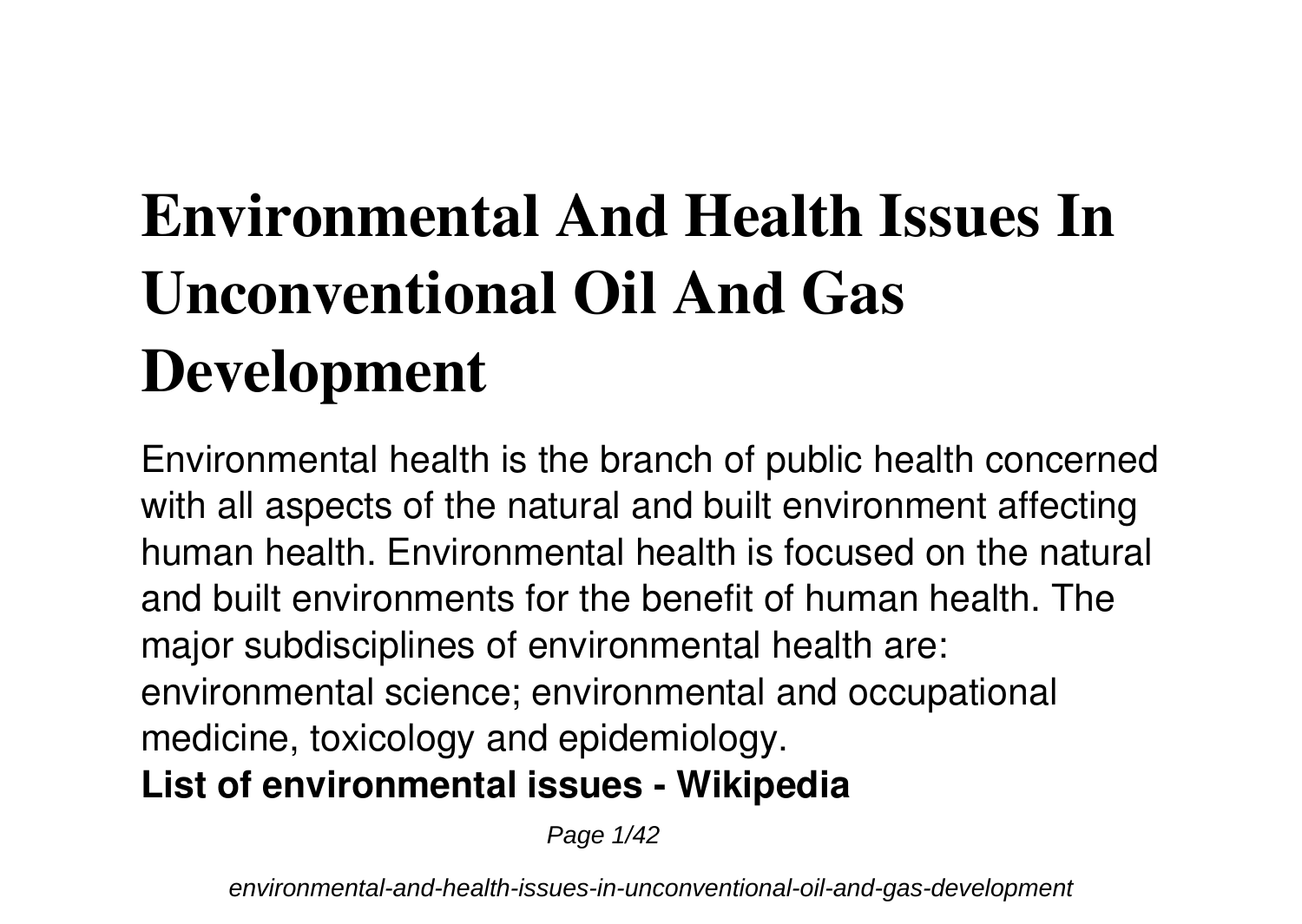# Environmental And Health Issues In Unconventional Oil And Gas Development

Environmental health is the branch of public health concerned with all aspects of the natural and built environment affecting human health. Environmental health is focused on the natural and built environments for the benefit of human health. The major subdisciplines of environmental health are: environmental science; environmental and occupational medicine, toxicology and epidemiology.

**List of environmental issues - Wikipedia**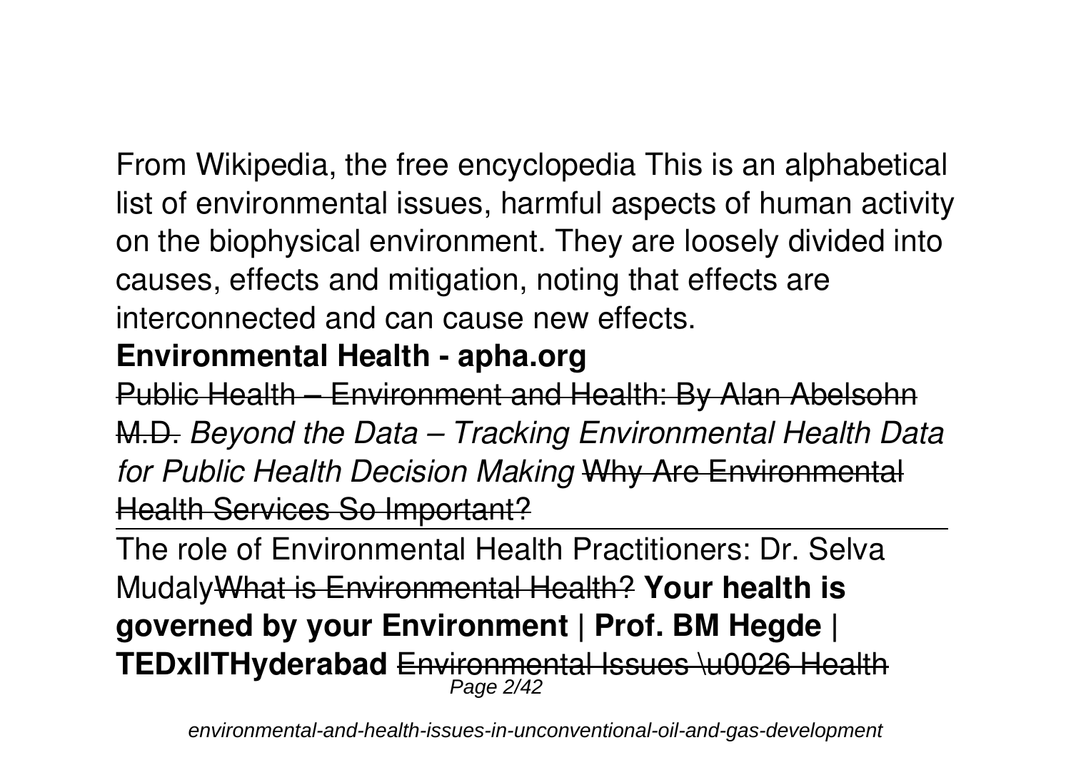From Wikipedia, the free encyclopedia This is an alphabetical list of environmental issues, harmful aspects of human activity on the biophysical environment. They are loosely divided into causes, effects and mitigation, noting that effects are interconnected and can cause new effects.

**Environmental Health - apha.org**

~~Public Health – Environment and Health: By Alan Abelsohn M.D.~~ *Beyond the Data – Tracking Environmental Health Data for Public Health Decision Making* ~~Why Are Environmental Health Services So Important?~~

---

The role of Environmental Health Practitioners: Dr. Selva Mudaly~~What is Environmental Health?~~ **Your health is governed by your Environment | Prof. BM Hegde | TEDxIITHyderabad** ~~Environmental Issues \u0026 Health~~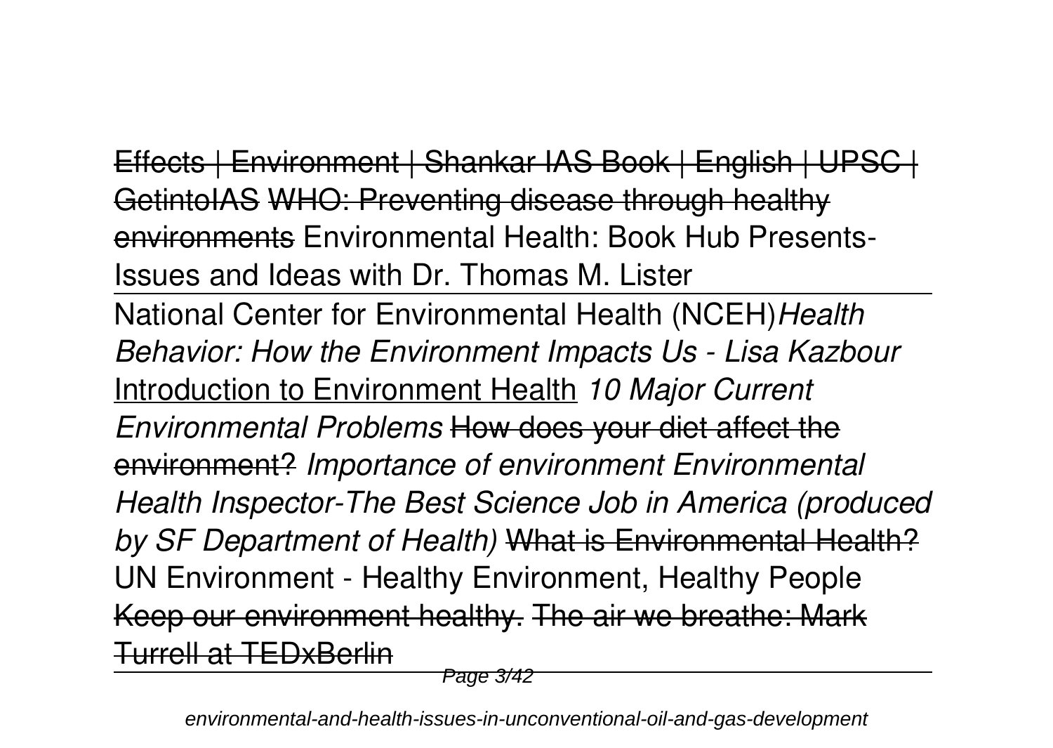Effects | Environment | Shankar IAS Book | English | UPSC | GetintoIAS WHO: Preventing disease through healthy environments Environmental Health: Book Hub Presents- Issues and Ideas with Dr. Thomas M. Lister

National Center for Environmental Health (NCEH) *Health Behavior: How the Environment Impacts Us - Lisa Kazbour* Introduction to Environment Health *10 Major Current Environmental Problems* How does your diet affect the environment? *Importance of environment Environmental Health Inspector-The Best Science Job in America (produced by SF Department of Health)* What is Environmental Health? UN Environment - Healthy Environment, Healthy People Keep our environment healthy. The air we breathe: Mark Turrell at TEDxBerlin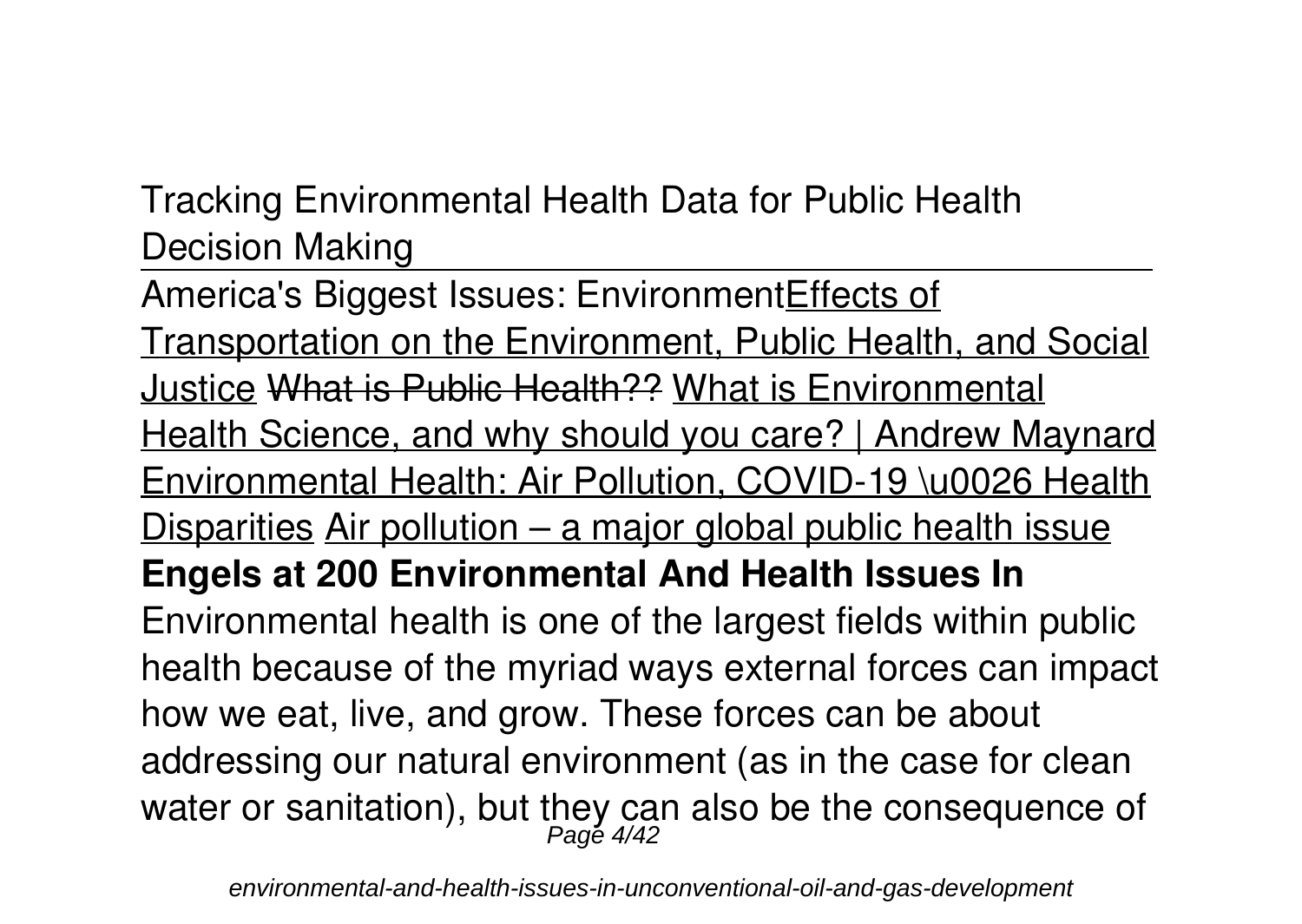Tracking Environmental Health Data for Public Health Decision Making

---

America's Biggest Issues: Environment<u>Effects of Transportation on the Environment, Public Health, and Social Justice</u> ~~What is Public Health??~~ <u>What is Environmental Health Science, and why should you care? | Andrew Maynard</u> <u>Environmental Health: Air Pollution, COVID-19 \u0026 Health Disparities</u> <u>Air pollution – a major global public health issue</u>

**Engels at 200 Environmental And Health Issues In**

Environmental health is one of the largest fields within public health because of the myriad ways external forces can impact how we eat, live, and grow. These forces can be about addressing our natural environment (as in the case for clean water or sanitation), but they can also be the consequence of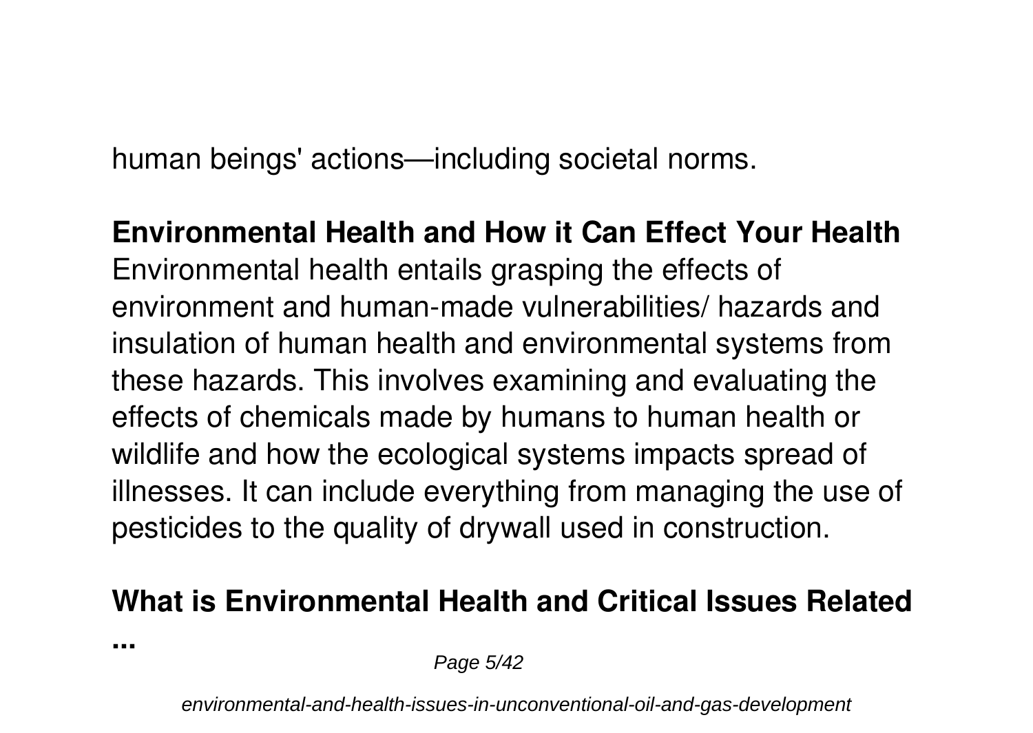human beings' actions—including societal norms.

**Environmental Health and How it Can Effect Your Health**

Environmental health entails grasping the effects of environment and human-made vulnerabilities/ hazards and insulation of human health and environmental systems from these hazards. This involves examining and evaluating the effects of chemicals made by humans to human health or wildlife and how the ecological systems impacts spread of illnesses. It can include everything from managing the use of pesticides to the quality of drywall used in construction.

**What is Environmental Health and Critical Issues Related ...**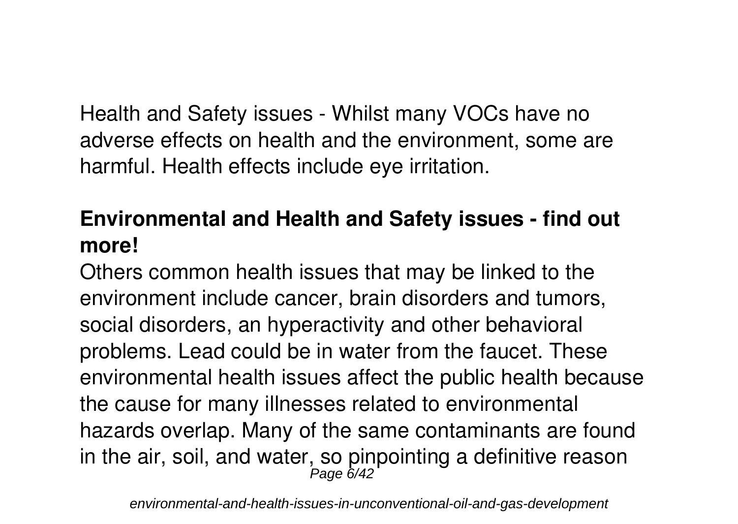Health and Safety issues - Whilst many VOCs have no adverse effects on health and the environment, some are harmful. Health effects include eye irritation.

## Environmental and Health and Safety issues - find out more!

Others common health issues that may be linked to the environment include cancer, brain disorders and tumors, social disorders, an hyperactivity and other behavioral problems. Lead could be in water from the faucet. These environmental health issues affect the public health because the cause for many illnesses related to environmental hazards overlap. Many of the same contaminants are found in the air, soil, and water, so pinpointing a definitive reason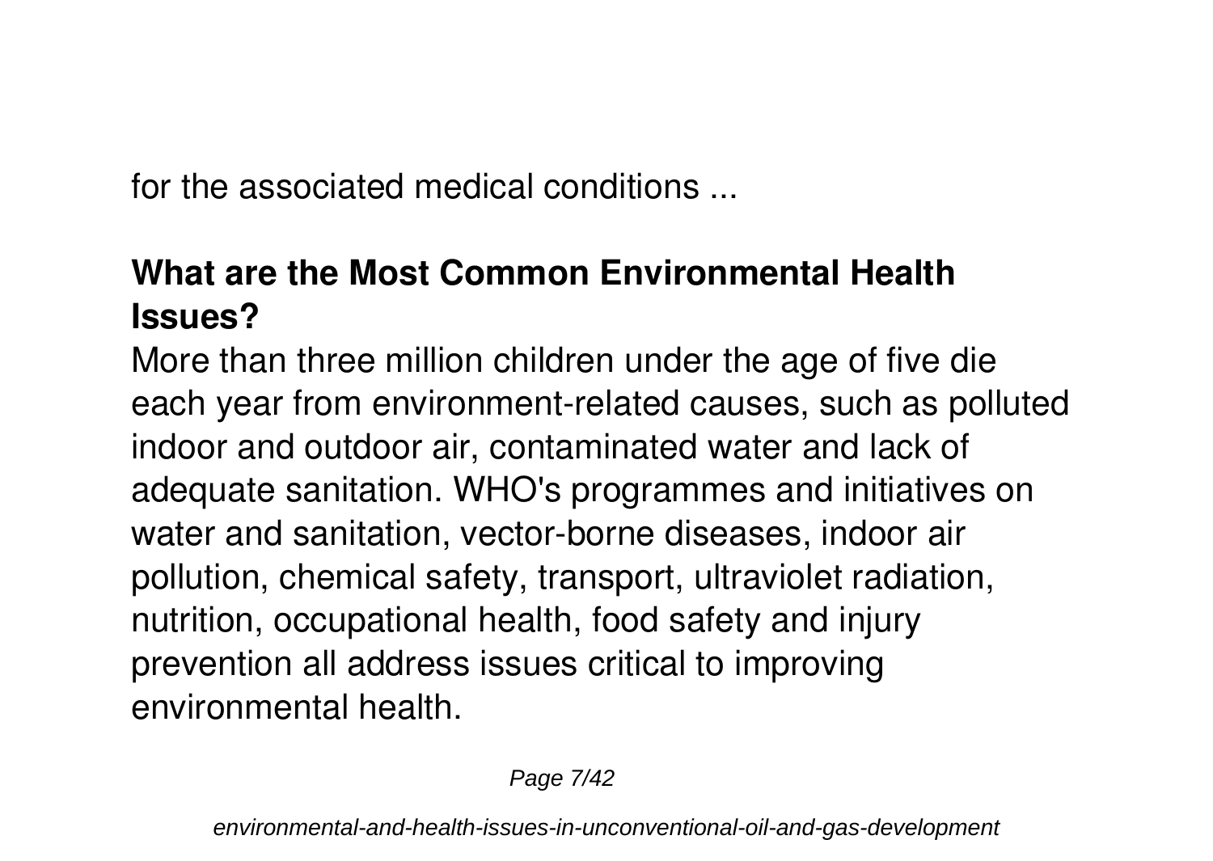for the associated medical conditions ...

## What are the Most Common Environmental Health Issues?

More than three million children under the age of five die each year from environment-related causes, such as polluted indoor and outdoor air, contaminated water and lack of adequate sanitation. WHO's programmes and initiatives on water and sanitation, vector-borne diseases, indoor air pollution, chemical safety, transport, ultraviolet radiation, nutrition, occupational health, food safety and injury prevention all address issues critical to improving environmental health.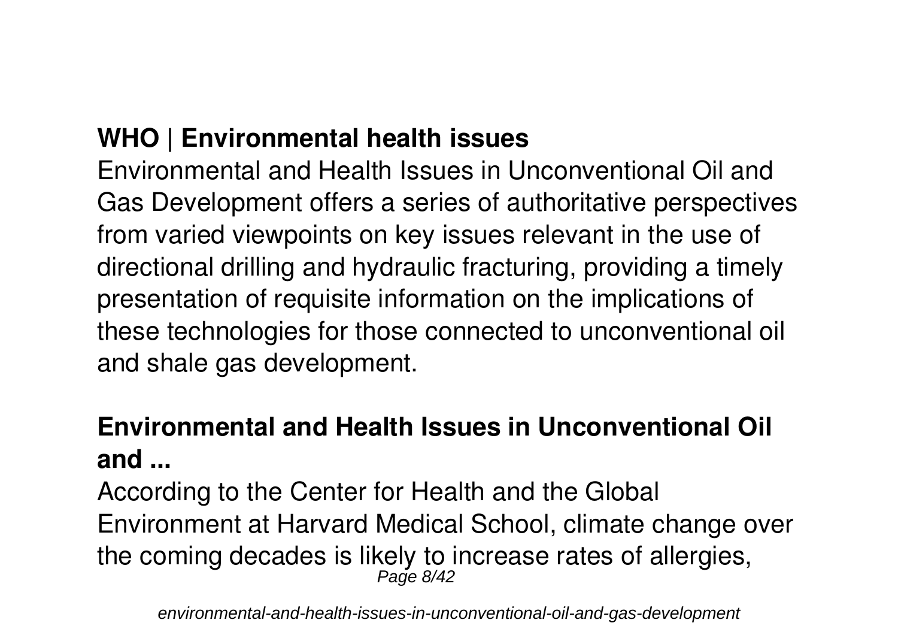## WHO | Environmental health issues

Environmental and Health Issues in Unconventional Oil and Gas Development offers a series of authoritative perspectives from varied viewpoints on key issues relevant in the use of directional drilling and hydraulic fracturing, providing a timely presentation of requisite information on the implications of these technologies for those connected to unconventional oil and shale gas development.

## Environmental and Health Issues in Unconventional Oil and ...

According to the Center for Health and the Global Environment at Harvard Medical School, climate change over the coming decades is likely to increase rates of allergies,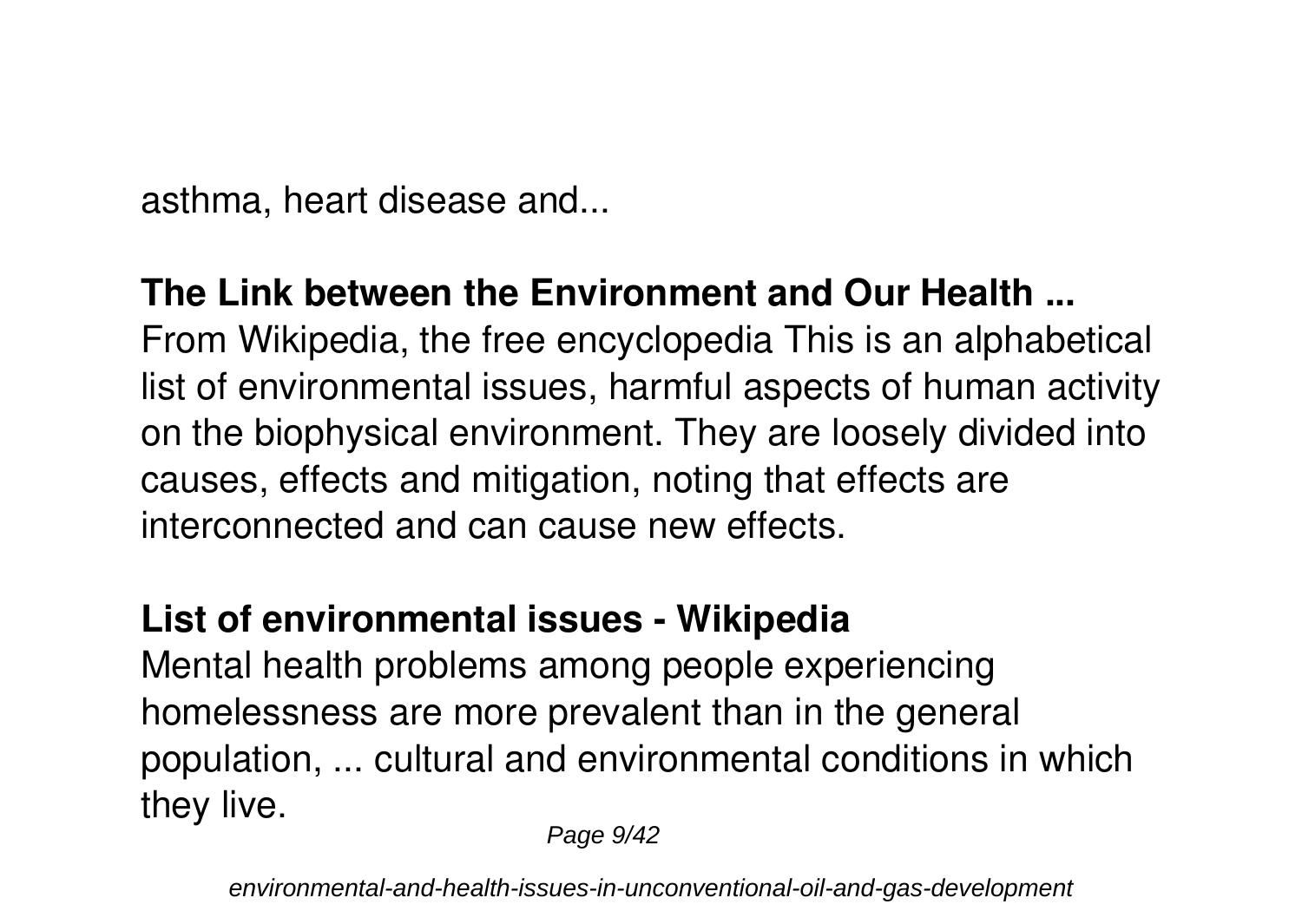asthma, heart disease and...

**The Link between the Environment and Our Health ...**

From Wikipedia, the free encyclopedia This is an alphabetical list of environmental issues, harmful aspects of human activity on the biophysical environment. They are loosely divided into causes, effects and mitigation, noting that effects are interconnected and can cause new effects.

**List of environmental issues - Wikipedia**

Mental health problems among people experiencing homelessness are more prevalent than in the general population, ... cultural and environmental conditions in which they live.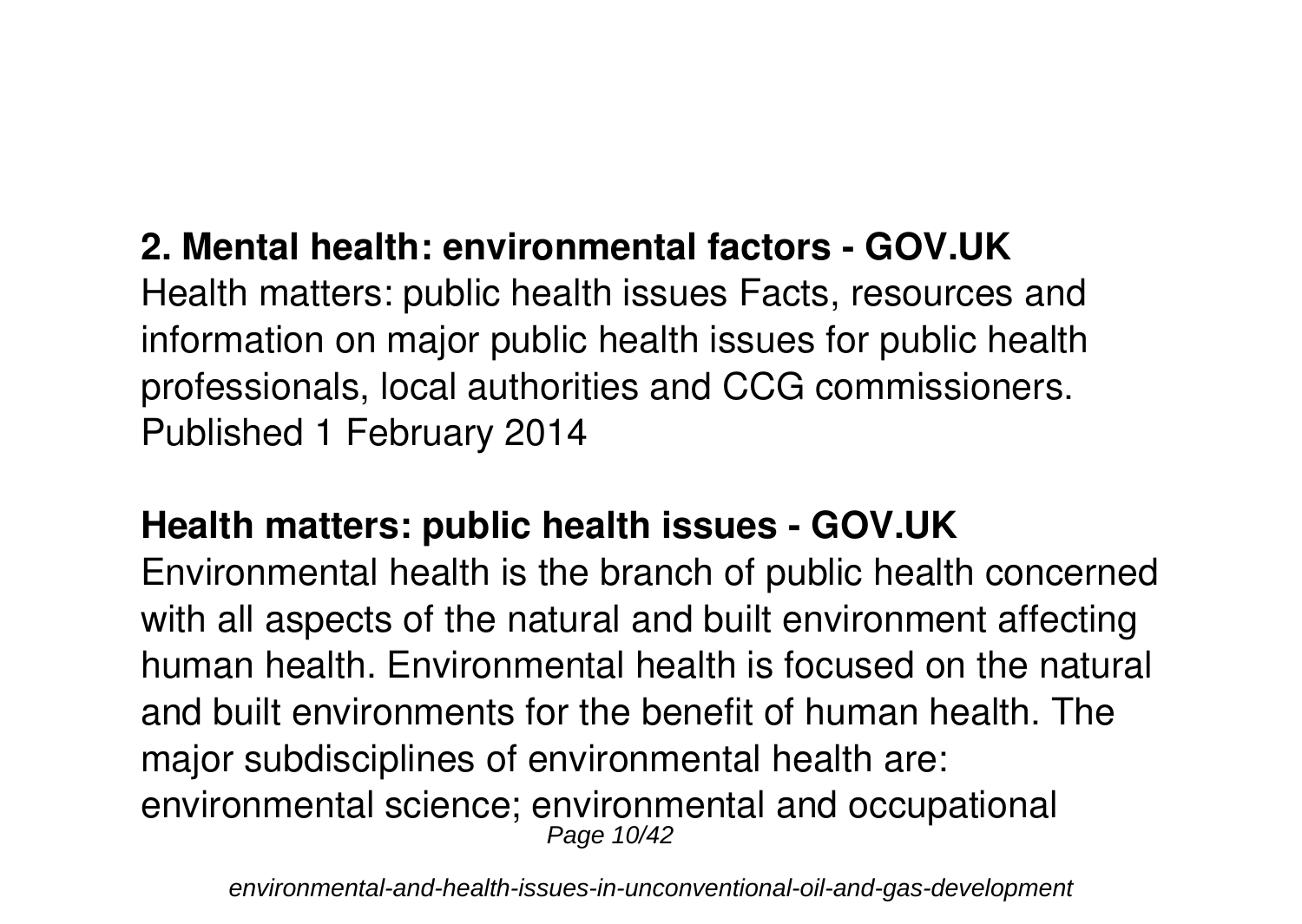**2. Mental health: environmental factors - GOV.UK**

Health matters: public health issues Facts, resources and information on major public health issues for public health professionals, local authorities and CCG commissioners. Published 1 February 2014

**Health matters: public health issues - GOV.UK**

Environmental health is the branch of public health concerned with all aspects of the natural and built environment affecting human health. Environmental health is focused on the natural and built environments for the benefit of human health. The major subdisciplines of environmental health are: environmental science; environmental and occupational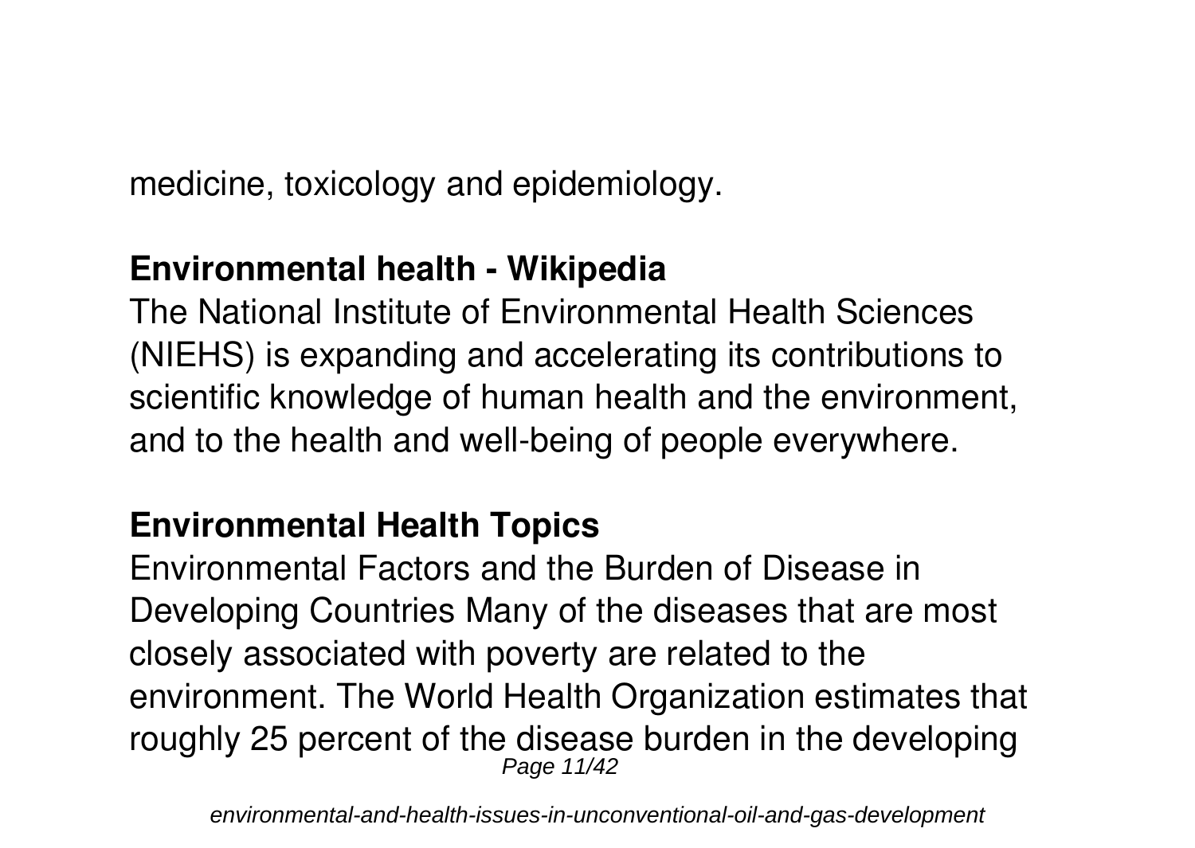medicine, toxicology and epidemiology.

## Environmental health - Wikipedia

The National Institute of Environmental Health Sciences (NIEHS) is expanding and accelerating its contributions to scientific knowledge of human health and the environment, and to the health and well-being of people everywhere.

## Environmental Health Topics

Environmental Factors and the Burden of Disease in Developing Countries Many of the diseases that are most closely associated with poverty are related to the environment. The World Health Organization estimates that roughly 25 percent of the disease burden in the developing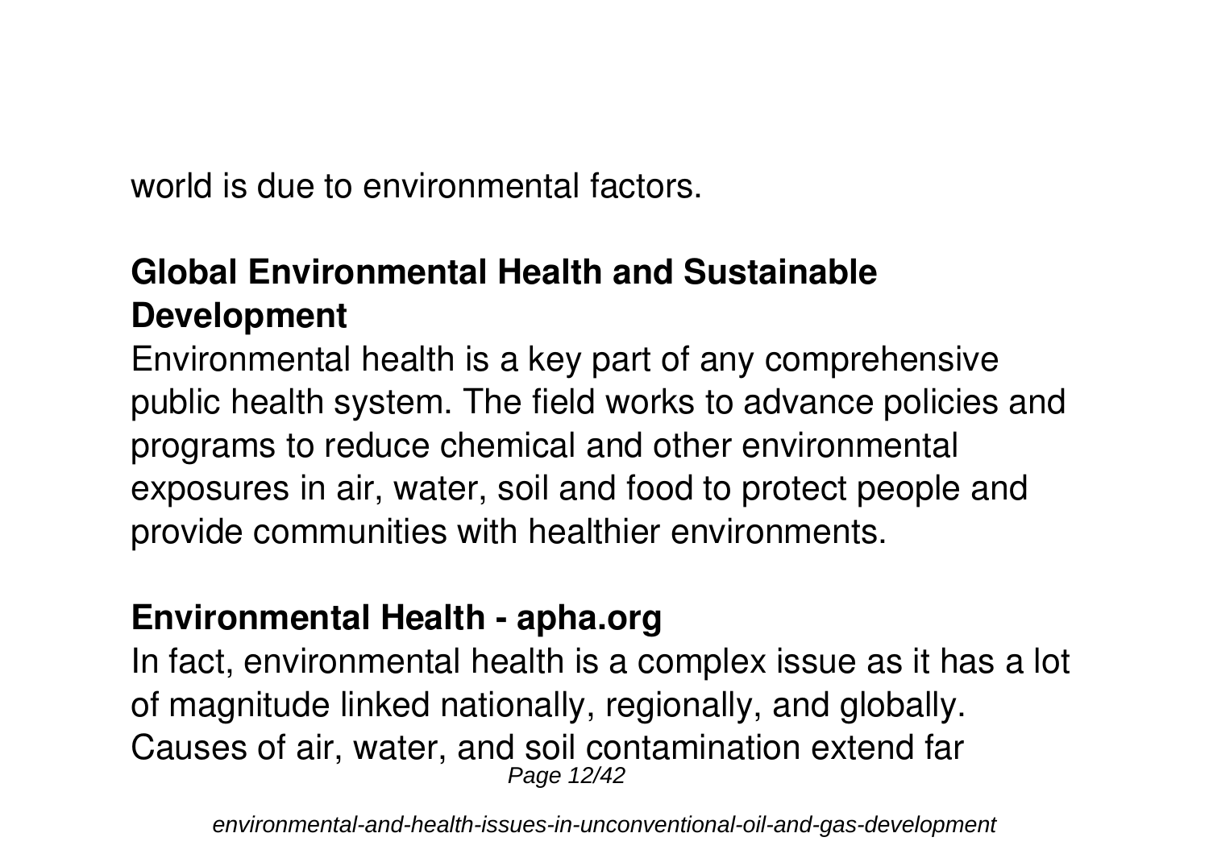world is due to environmental factors.

## Global Environmental Health and Sustainable Development

Environmental health is a key part of any comprehensive public health system. The field works to advance policies and programs to reduce chemical and other environmental exposures in air, water, soil and food to protect people and provide communities with healthier environments.

## Environmental Health - apha.org

In fact, environmental health is a complex issue as it has a lot of magnitude linked nationally, regionally, and globally. Causes of air, water, and soil contamination extend far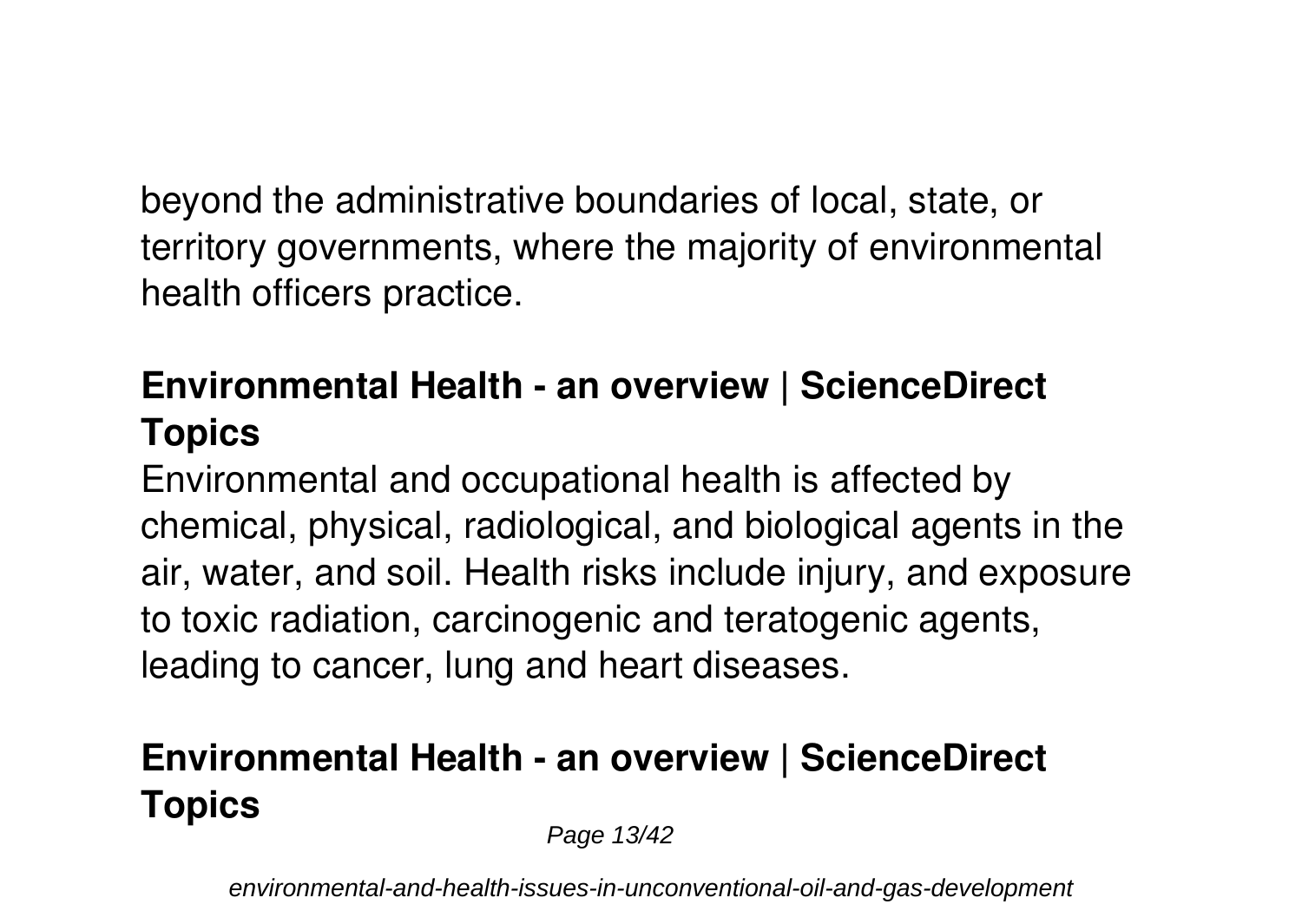beyond the administrative boundaries of local, state, or territory governments, where the majority of environmental health officers practice.

## Environmental Health - an overview | ScienceDirect Topics

Environmental and occupational health is affected by chemical, physical, radiological, and biological agents in the air, water, and soil. Health risks include injury, and exposure to toxic radiation, carcinogenic and teratogenic agents, leading to cancer, lung and heart diseases.

## Environmental Health - an overview | ScienceDirect Topics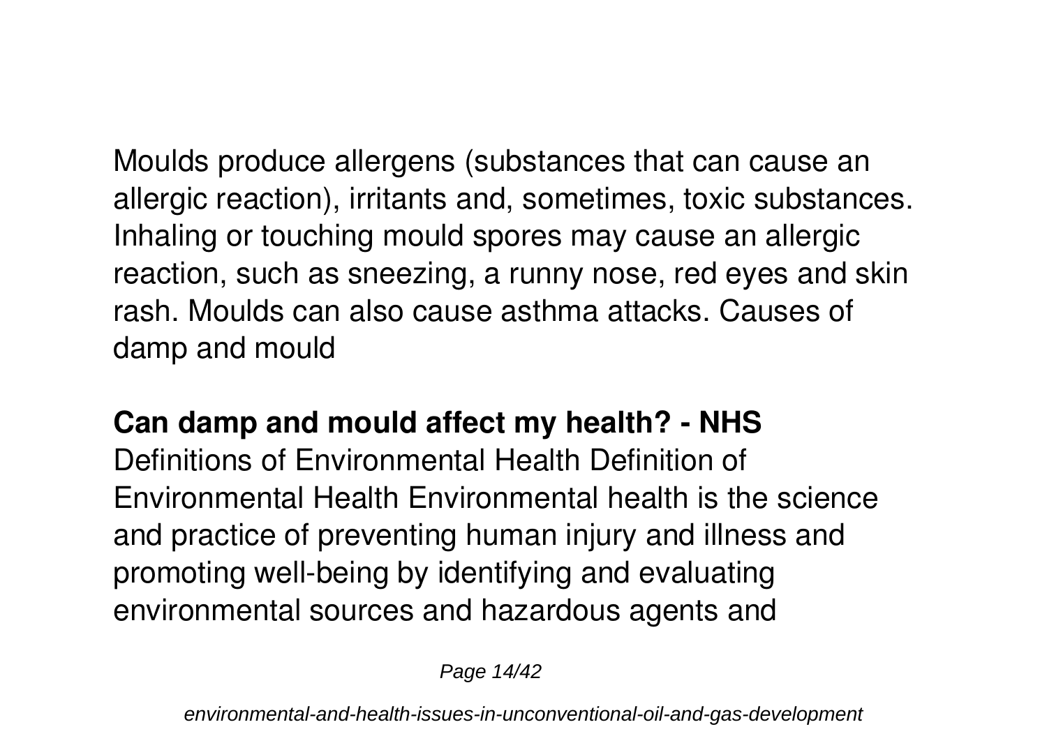Moulds produce allergens (substances that can cause an allergic reaction), irritants and, sometimes, toxic substances. Inhaling or touching mould spores may cause an allergic reaction, such as sneezing, a runny nose, red eyes and skin rash. Moulds can also cause asthma attacks. Causes of damp and mould

**Can damp and mould affect my health? - NHS**

Definitions of Environmental Health Definition of Environmental Health Environmental health is the science and practice of preventing human injury and illness and promoting well-being by identifying and evaluating environmental sources and hazardous agents and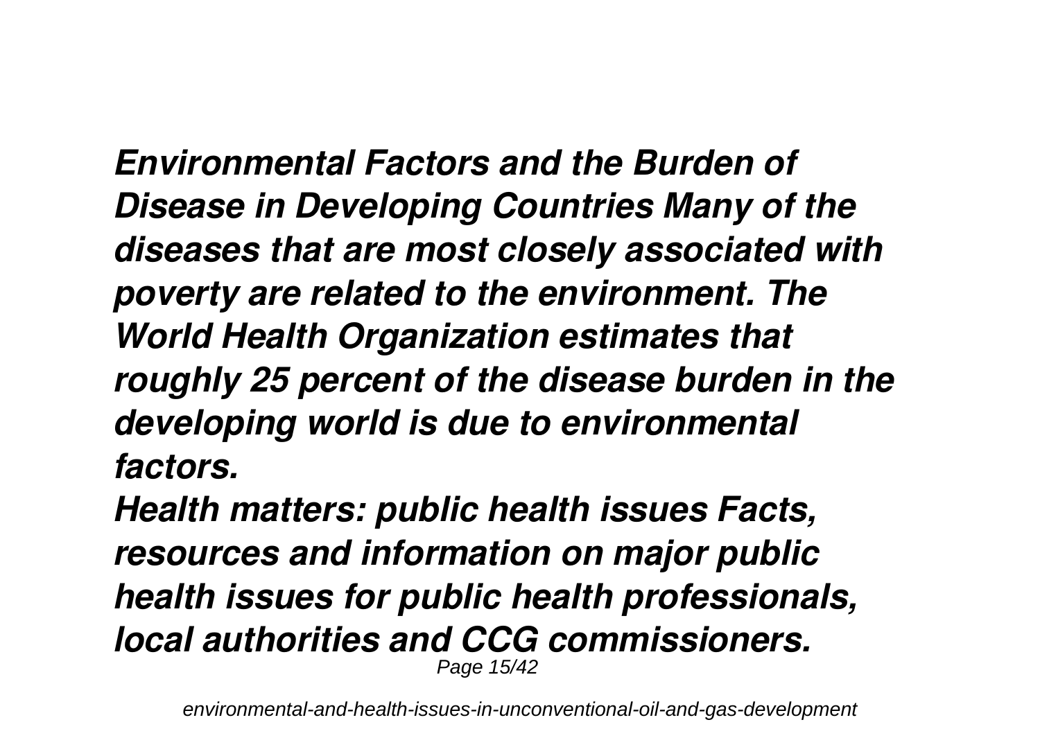***Environmental Factors and the Burden of Disease in Developing Countries Many of the diseases that are most closely associated with poverty are related to the environment. The World Health Organization estimates that roughly 25 percent of the disease burden in the developing world is due to environmental factors.***

***Health matters: public health issues Facts, resources and information on major public health issues for public health professionals, local authorities and CCG commissioners.***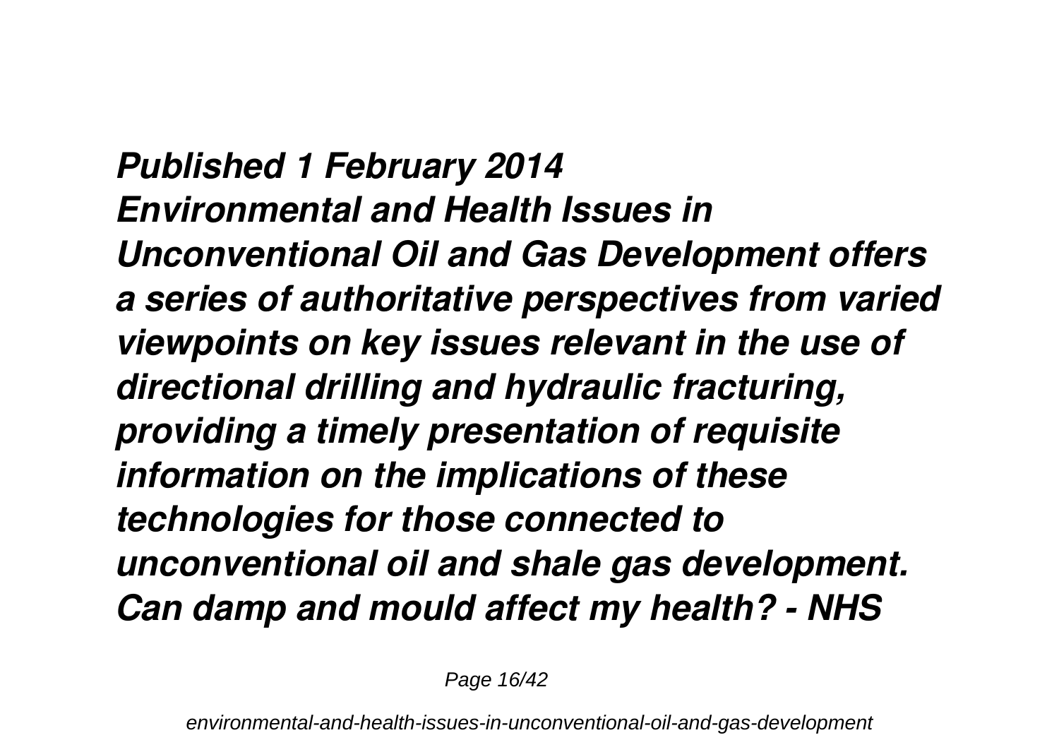*Published 1 February 2014*
*Environmental and Health Issues in Unconventional Oil and Gas Development offers a series of authoritative perspectives from varied viewpoints on key issues relevant in the use of directional drilling and hydraulic fracturing, providing a timely presentation of requisite information on the implications of these technologies for those connected to unconventional oil and shale gas development.*
*Can damp and mould affect my health? - NHS*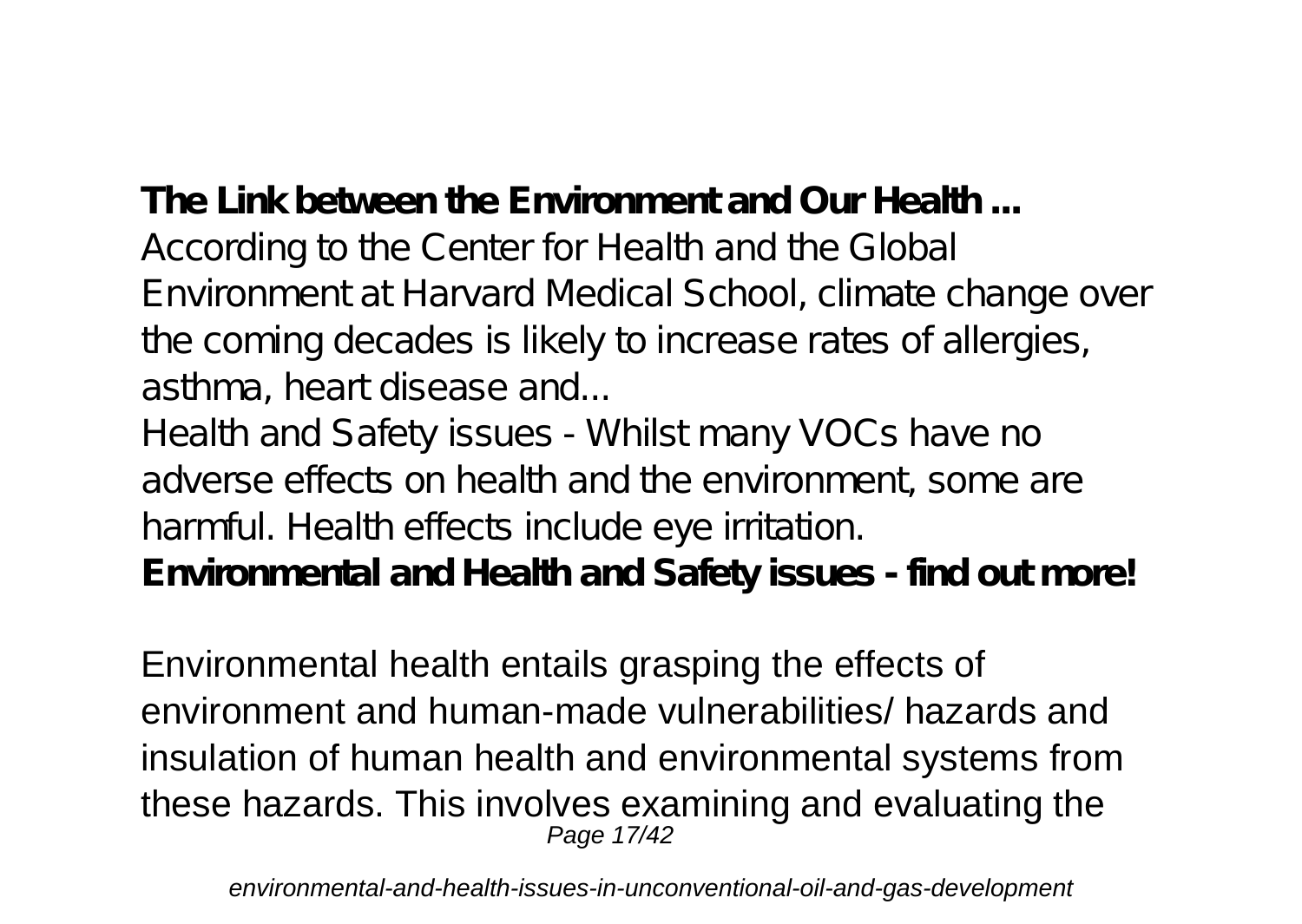**The Link between the Environment and Our Health ...**

According to the Center for Health and the Global Environment at Harvard Medical School, climate change over the coming decades is likely to increase rates of allergies, asthma, heart disease and...

Health and Safety issues - Whilst many VOCs have no adverse effects on health and the environment, some are harmful. Health effects include eye irritation.

**Environmental and Health and Safety issues - find out more!**

Environmental health entails grasping the effects of environment and human-made vulnerabilities/ hazards and insulation of human health and environmental systems from these hazards. This involves examining and evaluating the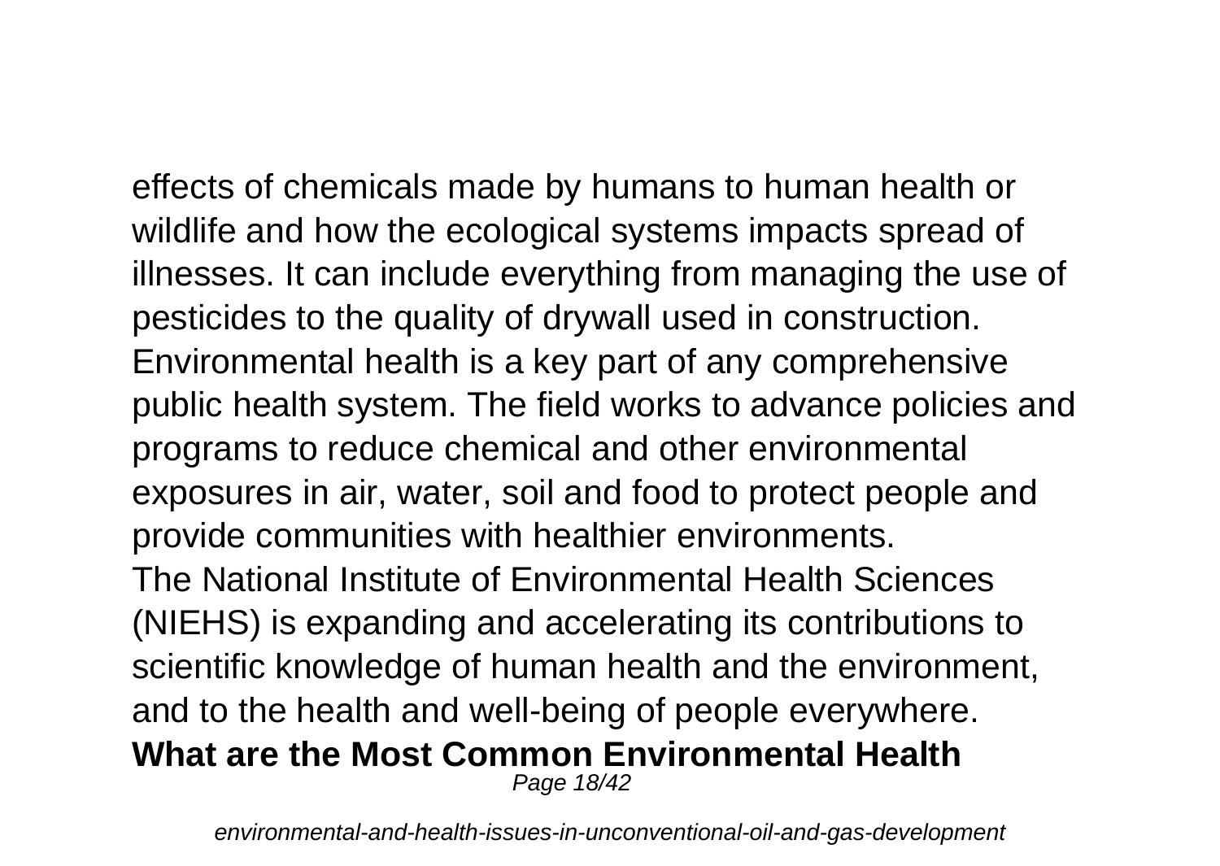effects of chemicals made by humans to human health or wildlife and how the ecological systems impacts spread of illnesses. It can include everything from managing the use of pesticides to the quality of drywall used in construction. Environmental health is a key part of any comprehensive public health system. The field works to advance policies and programs to reduce chemical and other environmental exposures in air, water, soil and food to protect people and provide communities with healthier environments.

The National Institute of Environmental Health Sciences (NIEHS) is expanding and accelerating its contributions to scientific knowledge of human health and the environment, and to the health and well-being of people everywhere.

**What are the Most Common Environmental Health**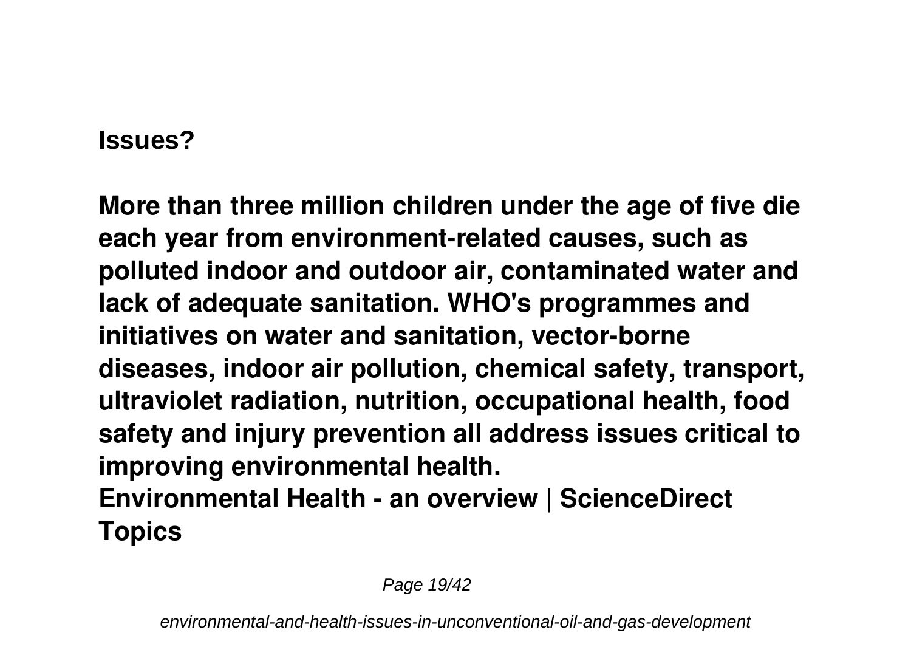**Issues?**

**More than three million children under the age of five die each year from environment-related causes, such as polluted indoor and outdoor air, contaminated water and lack of adequate sanitation. WHO's programmes and initiatives on water and sanitation, vector-borne diseases, indoor air pollution, chemical safety, transport, ultraviolet radiation, nutrition, occupational health, food safety and injury prevention all address issues critical to improving environmental health.**

**Environmental Health - an overview | ScienceDirect Topics**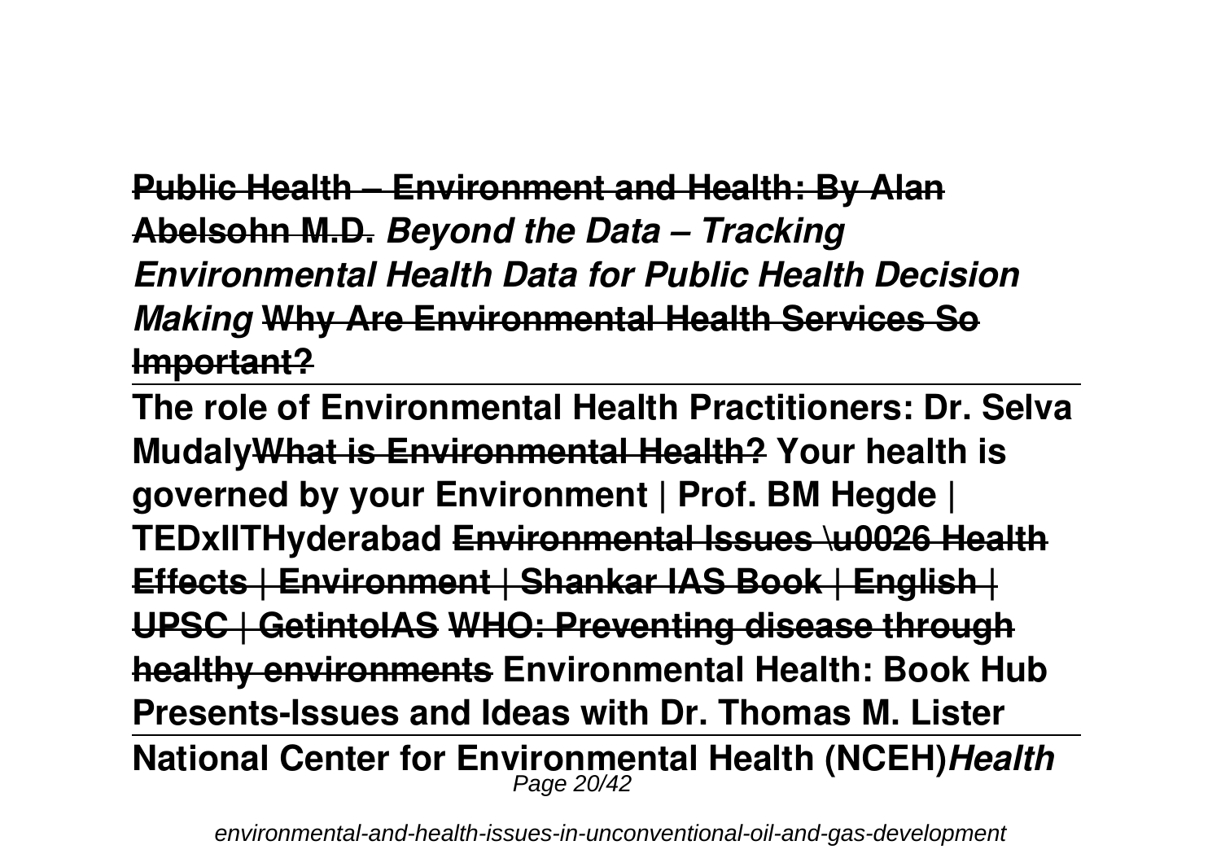**~~Public Health – Environment and Health: By Alan Abelsohn M.D.~~** ***Beyond the Data – Tracking Environmental Health Data for Public Health Decision Making*** **~~Why Are Environmental Health Services So Important?~~**

---

**The role of Environmental Health Practitioners: Dr. Selva Mudaly~~What is Environmental Health?~~ Your health is governed by your Environment | Prof. BM Hegde | TEDxIITHyderabad ~~Environmental Issues \u0026 Health Effects | Environment | Shankar IAS Book | English | UPSC | GetintoIAS~~ ~~WHO: Preventing disease through healthy environments~~ Environmental Health: Book Hub Presents-Issues and Ideas with Dr. Thomas M. Lister**

---

**National Center for Environmental Health (NCEH)*Health***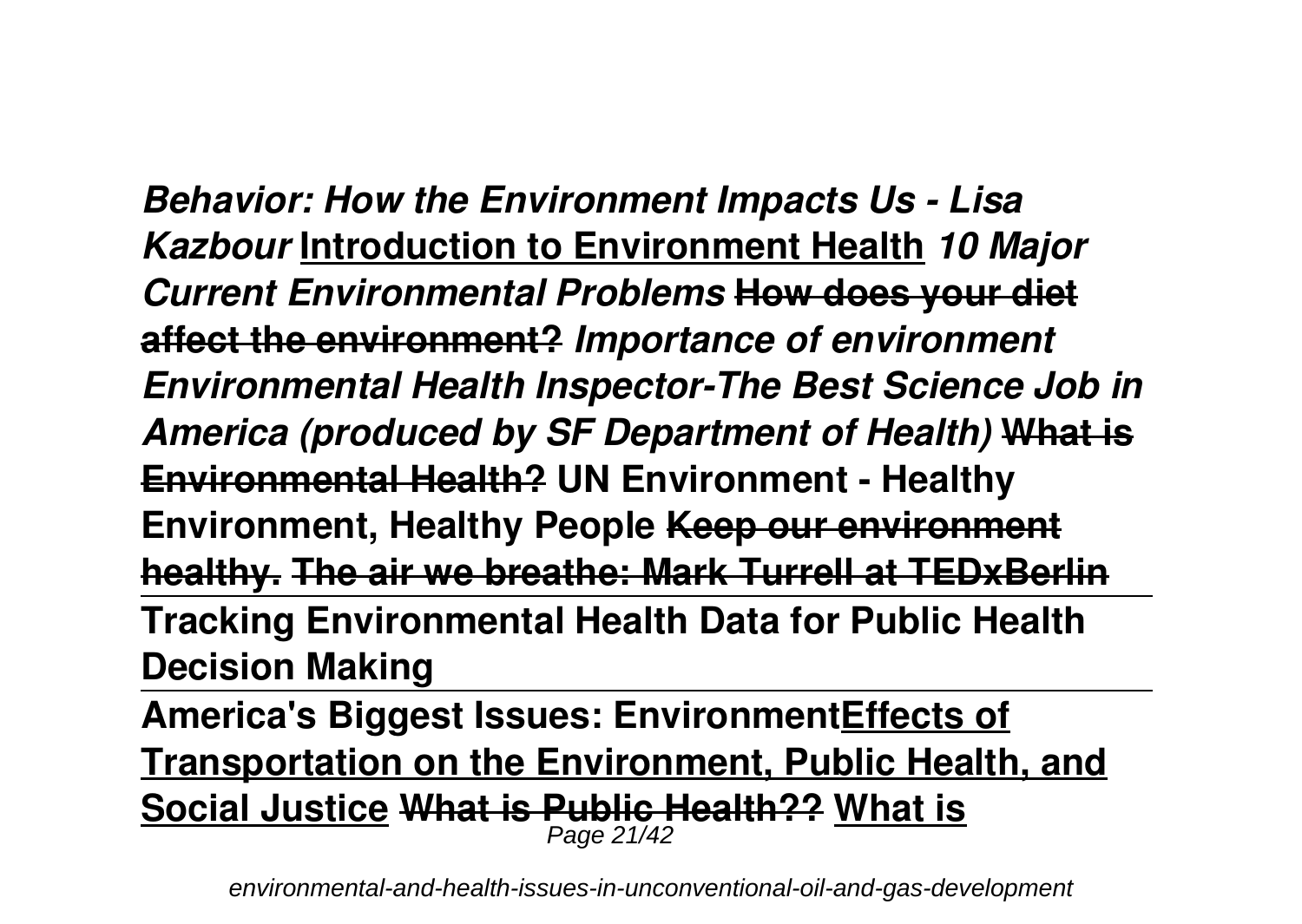***Behavior: How the Environment Impacts Us - Lisa Kazbour*** **Introduction to Environment Health** ***10 Major Current Environmental Problems*** ~~**How does your diet affect the environment?**~~ ***Importance of environment Environmental Health Inspector-The Best Science Job in America (produced by SF Department of Health)*** ~~**What is Environmental Health?**~~ **UN Environment - Healthy Environment, Healthy People** ~~**Keep our environment healthy. The air we breathe: Mark Turrell at TEDxBerlin**~~

**Tracking Environmental Health Data for Public Health Decision Making**

**America's Biggest Issues: Environment** **Effects of Transportation on the Environment, Public Health, and Social Justice** ~~**What is Public Health??**~~ **What is**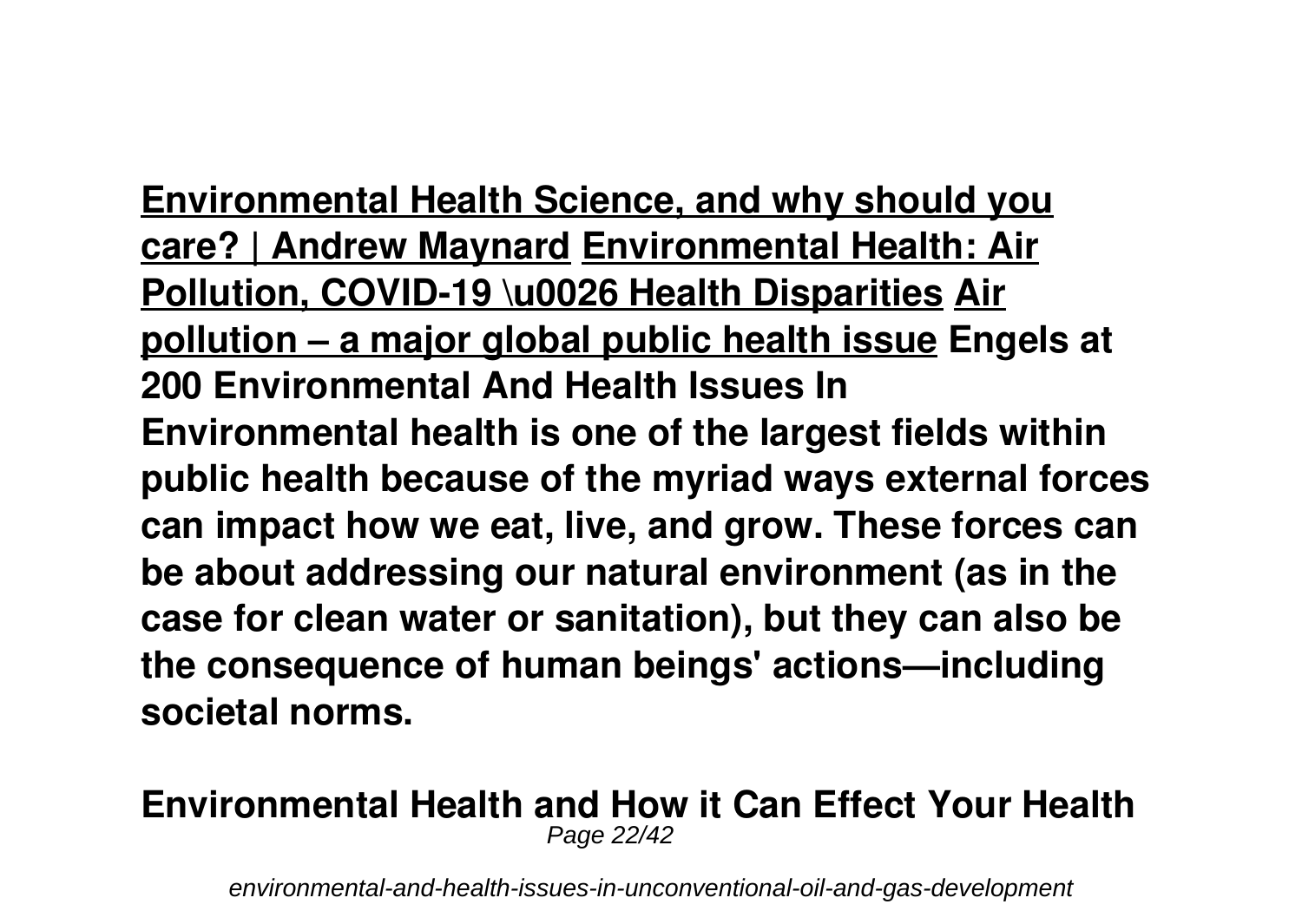**Environmental Health Science, and why should you care? | Andrew Maynard** **Environmental Health: Air Pollution, COVID-19 \u0026 Health Disparities** **Air pollution – a major global public health issue** **Engels at 200 Environmental And Health Issues In**

**Environmental health is one of the largest fields within public health because of the myriad ways external forces can impact how we eat, live, and grow. These forces can be about addressing our natural environment (as in the case for clean water or sanitation), but they can also be the consequence of human beings' actions—including societal norms.**

**Environmental Health and How it Can Effect Your Health**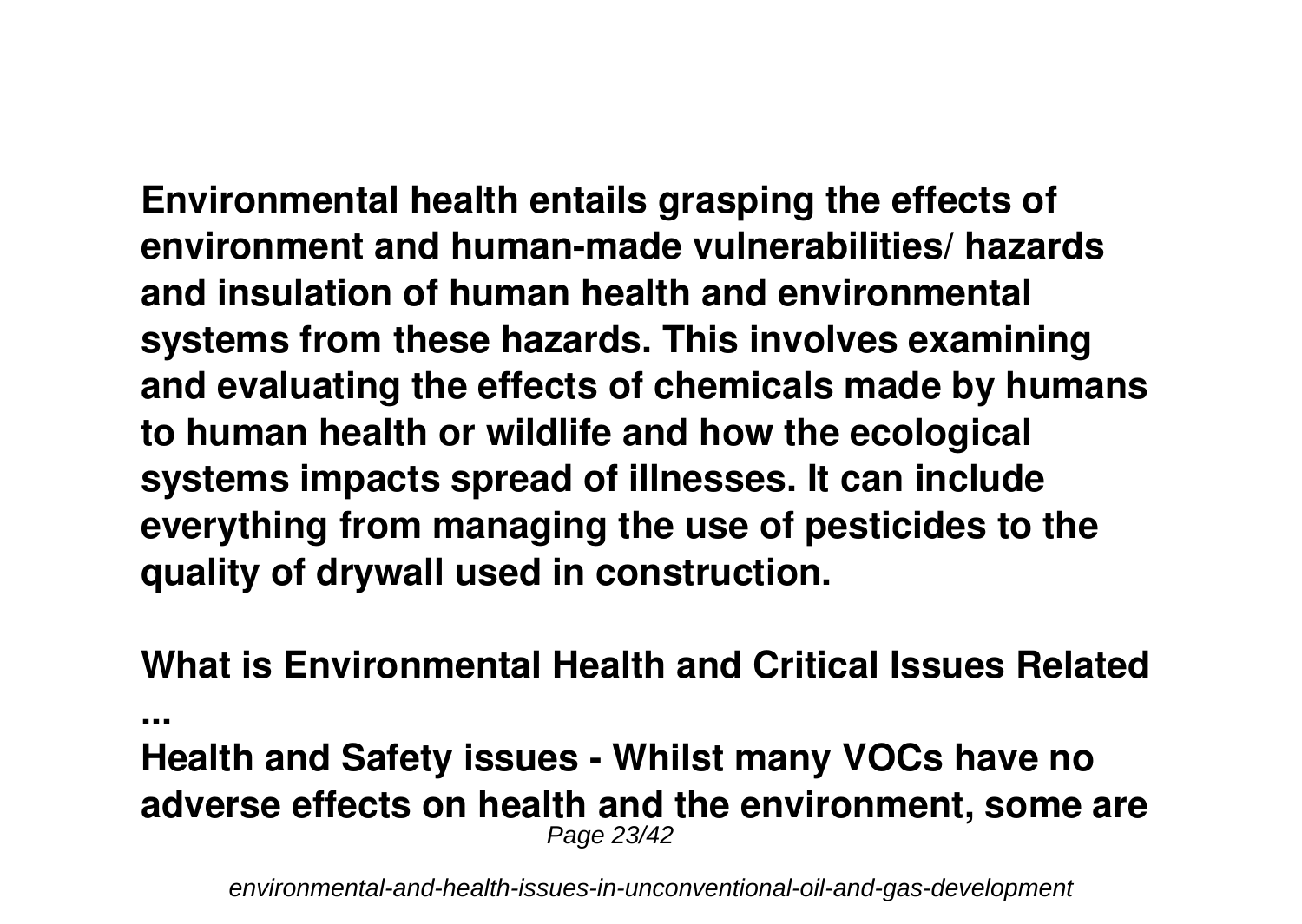**Environmental health entails grasping the effects of environment and human-made vulnerabilities/ hazards and insulation of human health and environmental systems from these hazards. This involves examining and evaluating the effects of chemicals made by humans to human health or wildlife and how the ecological systems impacts spread of illnesses. It can include everything from managing the use of pesticides to the quality of drywall used in construction.**

**What is Environmental Health and Critical Issues Related ...**

**Health and Safety issues - Whilst many VOCs have no adverse effects on health and the environment, some are**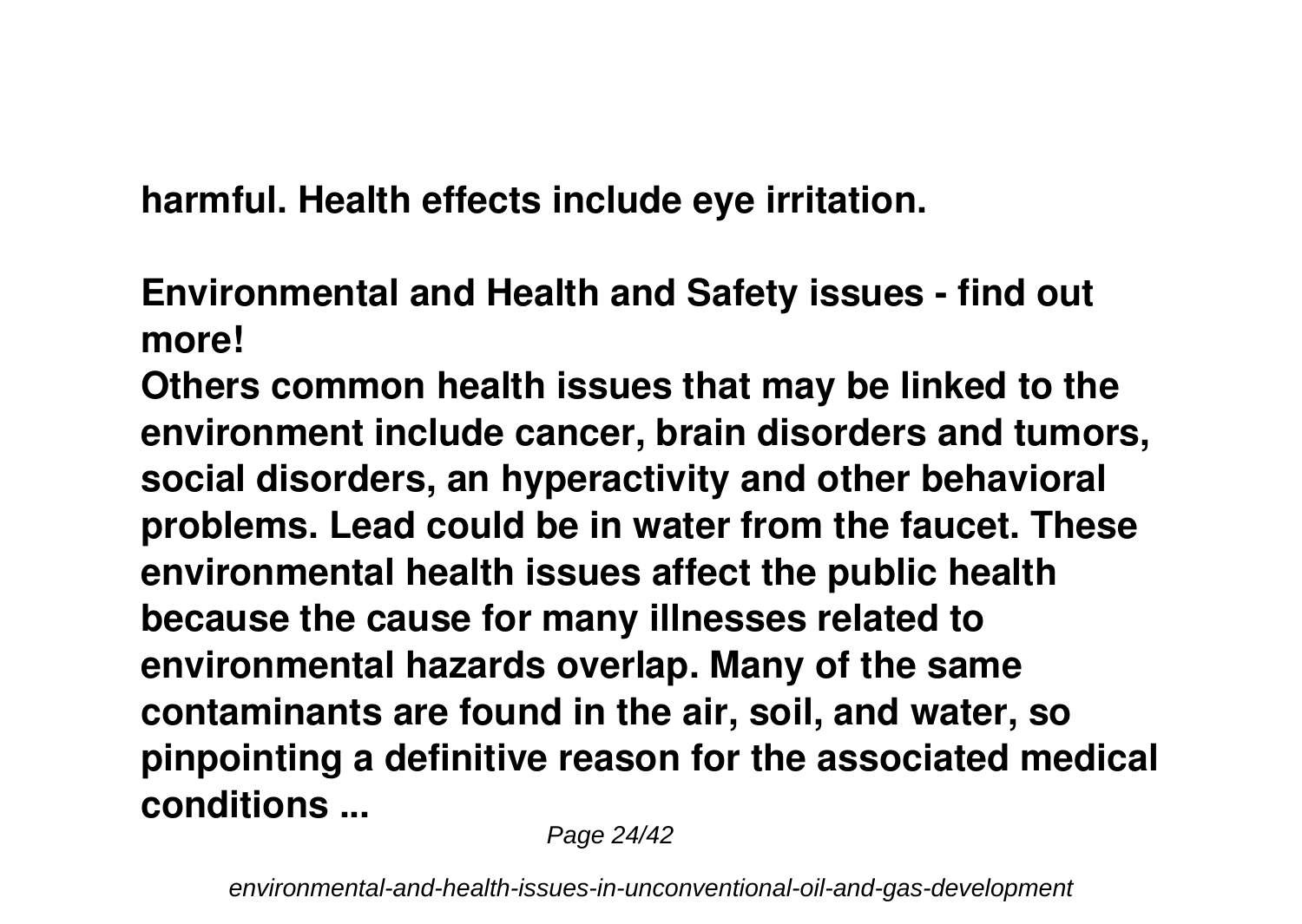**harmful. Health effects include eye irritation.**

**Environmental and Health and Safety issues - find out more!**

**Others common health issues that may be linked to the environment include cancer, brain disorders and tumors, social disorders, an hyperactivity and other behavioral problems. Lead could be in water from the faucet. These environmental health issues affect the public health because the cause for many illnesses related to environmental hazards overlap. Many of the same contaminants are found in the air, soil, and water, so pinpointing a definitive reason for the associated medical conditions ...**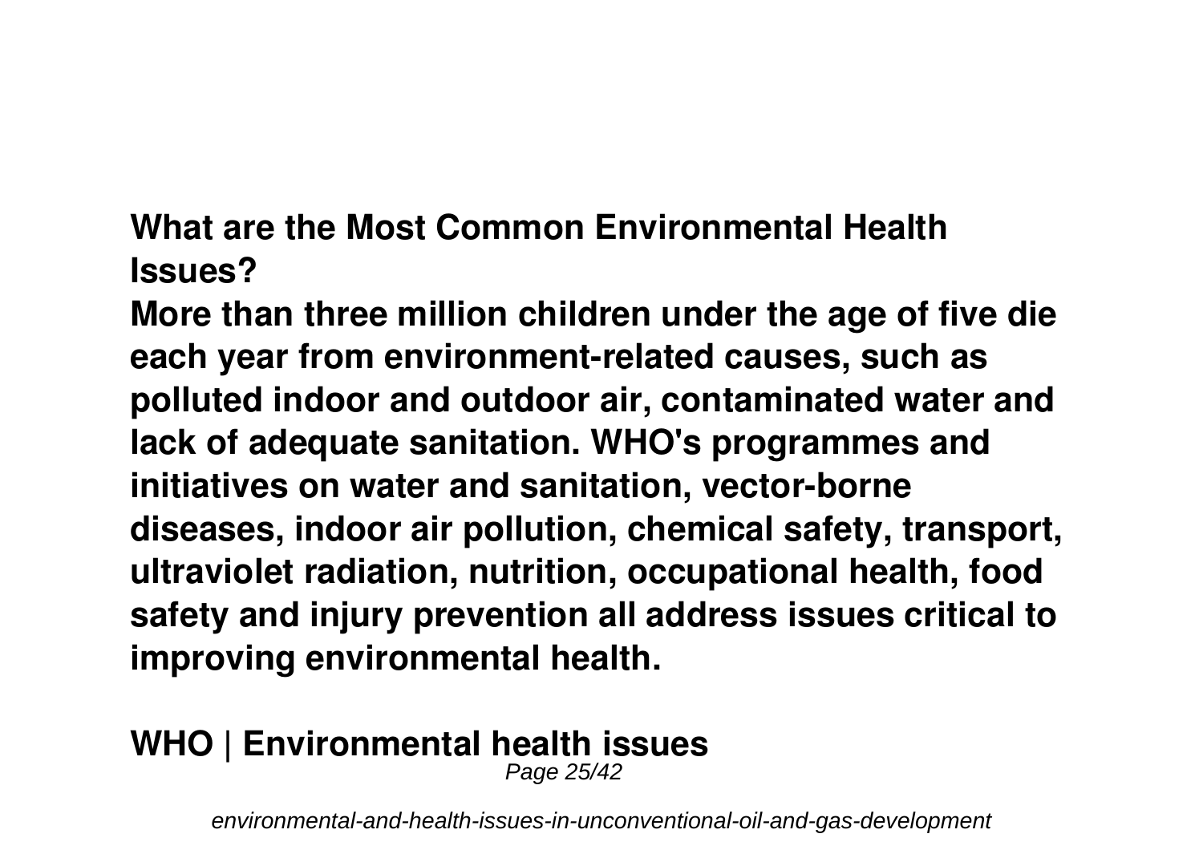**What are the Most Common Environmental Health Issues?**

**More than three million children under the age of five die each year from environment-related causes, such as polluted indoor and outdoor air, contaminated water and lack of adequate sanitation. WHO's programmes and initiatives on water and sanitation, vector-borne diseases, indoor air pollution, chemical safety, transport, ultraviolet radiation, nutrition, occupational health, food safety and injury prevention all address issues critical to improving environmental health.**

**WHO | Environmental health issues**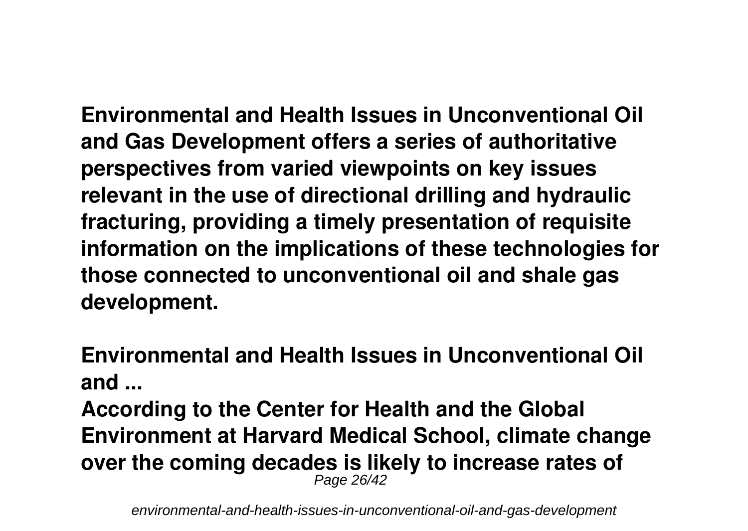**Environmental and Health Issues in Unconventional Oil and Gas Development offers a series of authoritative perspectives from varied viewpoints on key issues relevant in the use of directional drilling and hydraulic fracturing, providing a timely presentation of requisite information on the implications of these technologies for those connected to unconventional oil and shale gas development.**

**Environmental and Health Issues in Unconventional Oil and ...**

**According to the Center for Health and the Global Environment at Harvard Medical School, climate change over the coming decades is likely to increase rates of**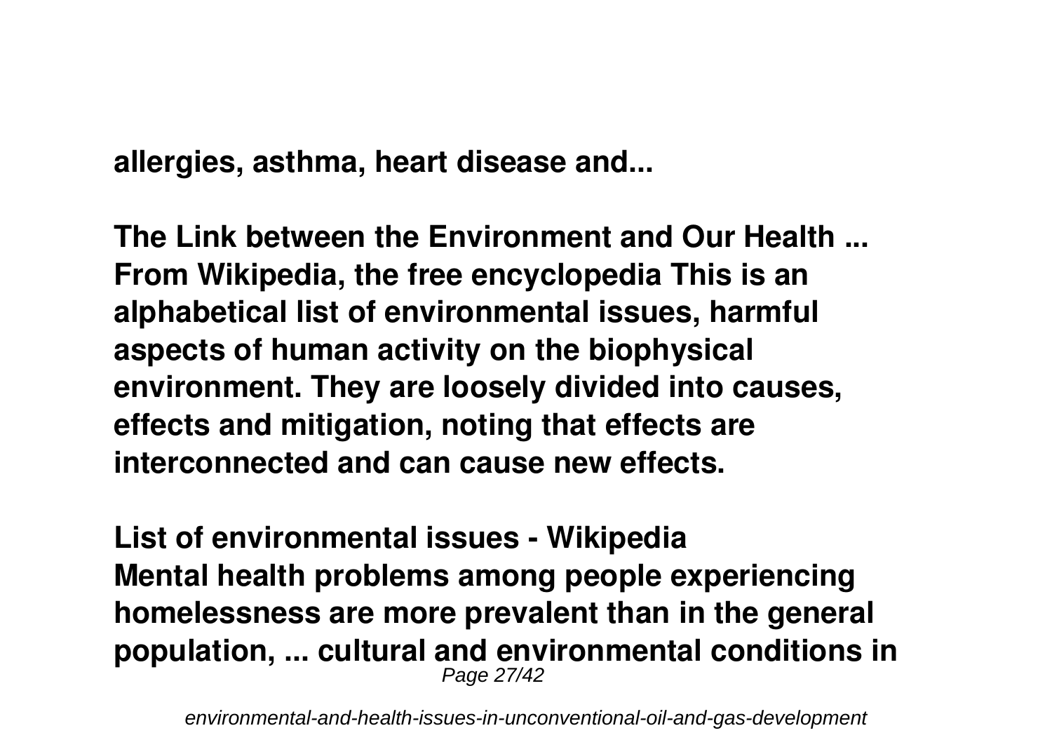**allergies, asthma, heart disease and...**

**The Link between the Environment and Our Health ...**
**From Wikipedia, the free encyclopedia This is an alphabetical list of environmental issues, harmful aspects of human activity on the biophysical environment. They are loosely divided into causes, effects and mitigation, noting that effects are interconnected and can cause new effects.**

**List of environmental issues - Wikipedia**
**Mental health problems among people experiencing homelessness are more prevalent than in the general population, ... cultural and environmental conditions in**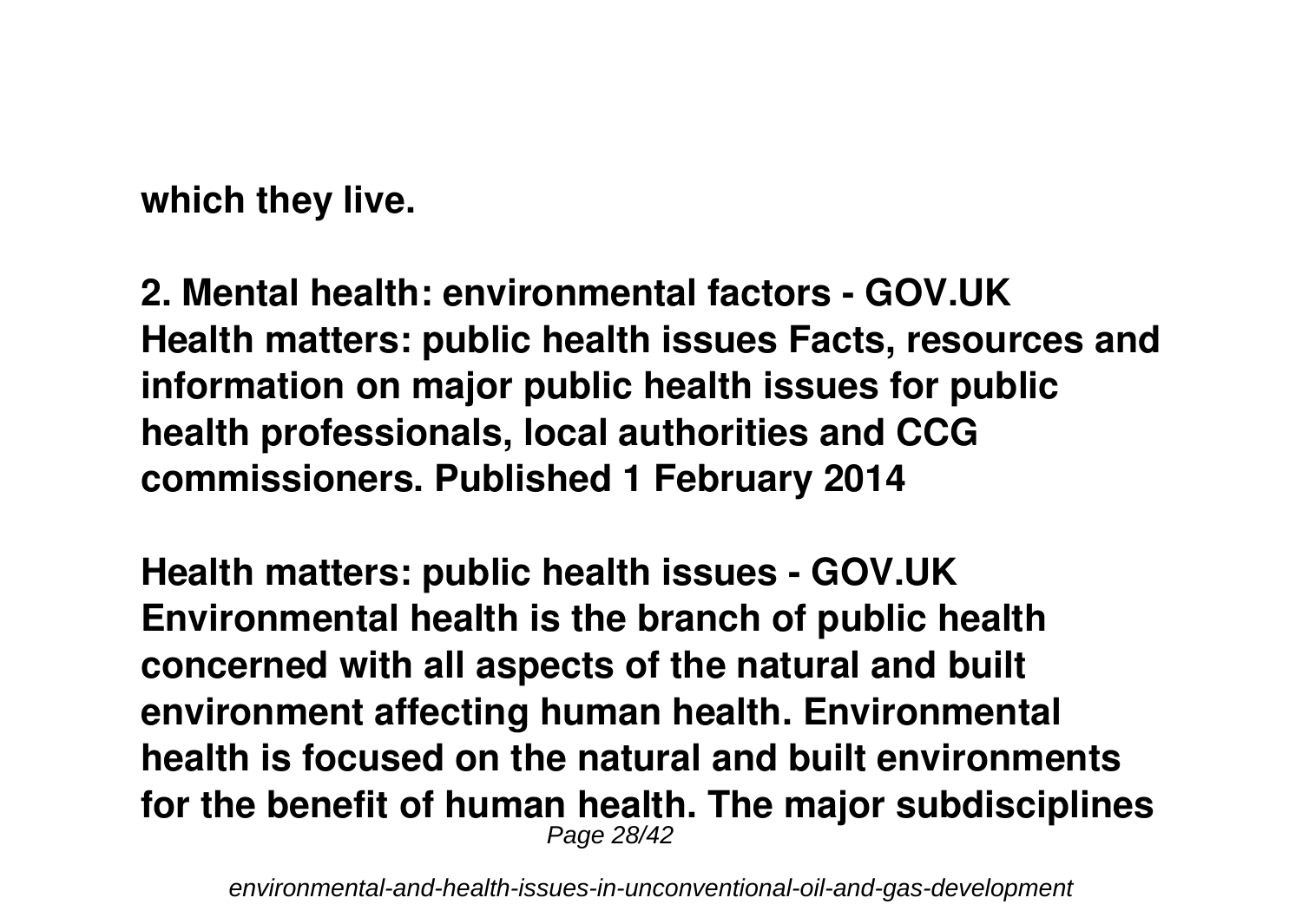**which they live.**

**2. Mental health: environmental factors - GOV.UK**
**Health matters: public health issues Facts, resources and information on major public health issues for public health professionals, local authorities and CCG commissioners. Published 1 February 2014**

**Health matters: public health issues - GOV.UK**
**Environmental health is the branch of public health concerned with all aspects of the natural and built environment affecting human health. Environmental health is focused on the natural and built environments for the benefit of human health. The major subdisciplines**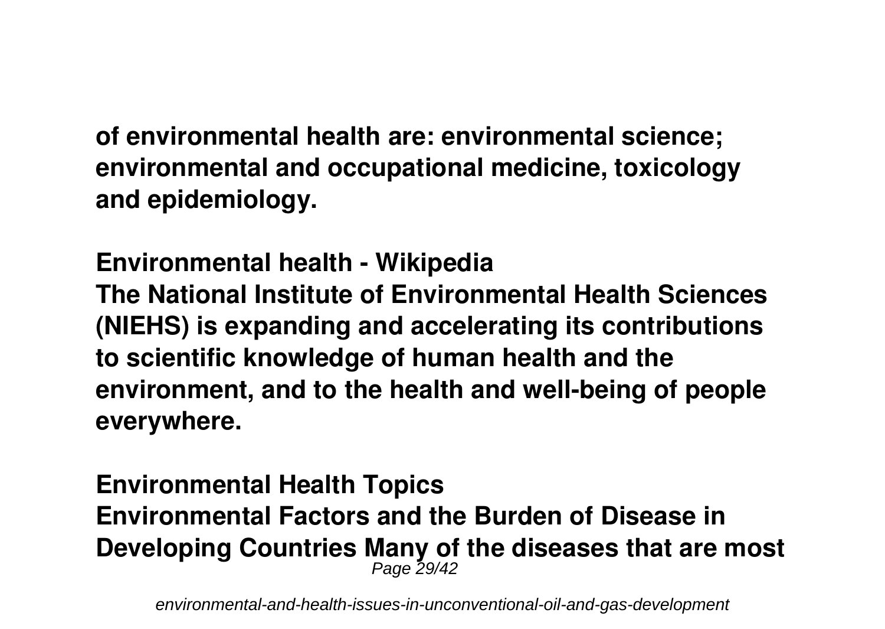**of environmental health are: environmental science; environmental and occupational medicine, toxicology and epidemiology.**

**Environmental health - Wikipedia**

**The National Institute of Environmental Health Sciences (NIEHS) is expanding and accelerating its contributions to scientific knowledge of human health and the environment, and to the health and well-being of people everywhere.**

**Environmental Health Topics**

**Environmental Factors and the Burden of Disease in Developing Countries Many of the diseases that are most**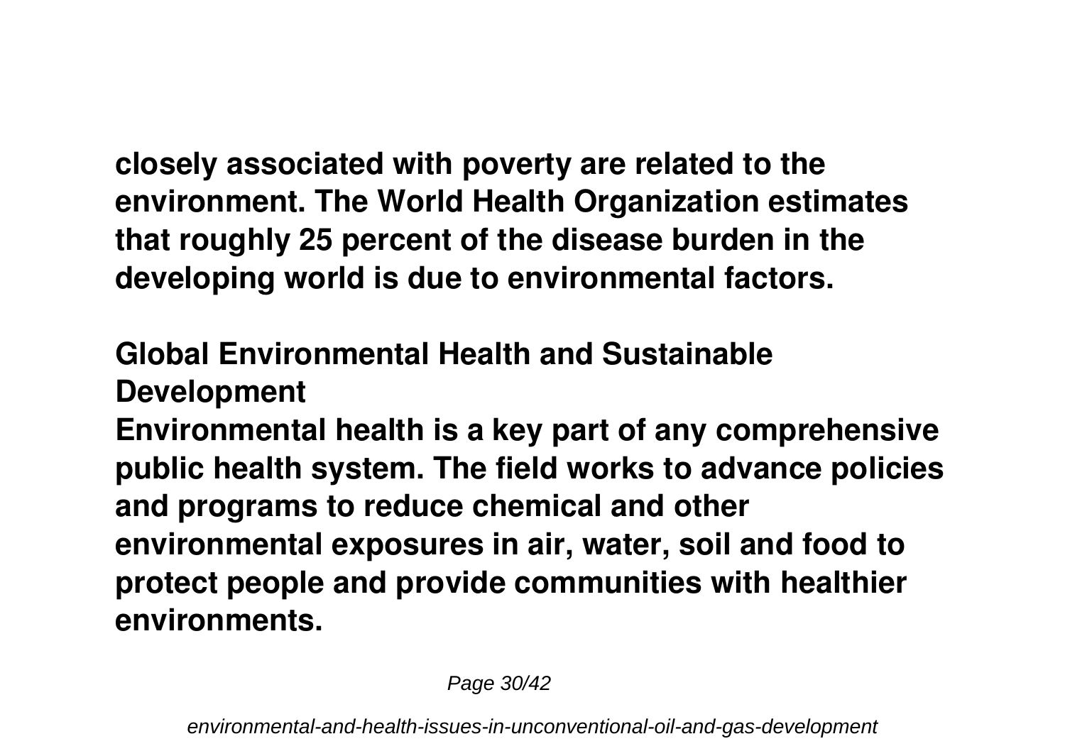closely associated with poverty are related to the environment. The World Health Organization estimates that roughly 25 percent of the disease burden in the developing world is due to environmental factors.

**Global Environmental Health and Sustainable Development**

Environmental health is a key part of any comprehensive public health system. The field works to advance policies and programs to reduce chemical and other environmental exposures in air, water, soil and food to protect people and provide communities with healthier environments.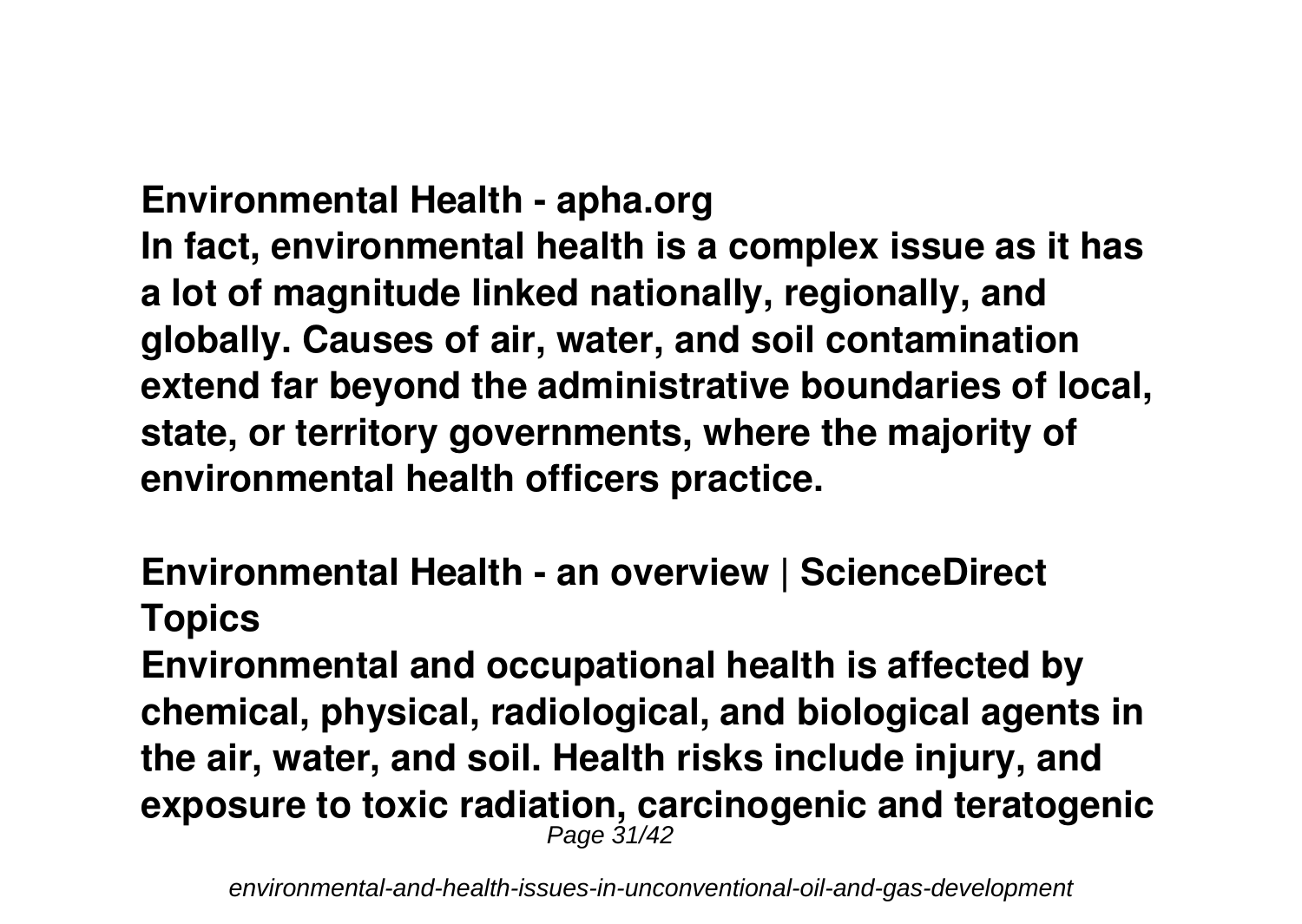## Environmental Health - apha.org

In fact, environmental health is a complex issue as it has a lot of magnitude linked nationally, regionally, and globally. Causes of air, water, and soil contamination extend far beyond the administrative boundaries of local, state, or territory governments, where the majority of environmental health officers practice.

## Environmental Health - an overview | ScienceDirect Topics

Environmental and occupational health is affected by chemical, physical, radiological, and biological agents in the air, water, and soil. Health risks include injury, and exposure to toxic radiation, carcinogenic and teratogenic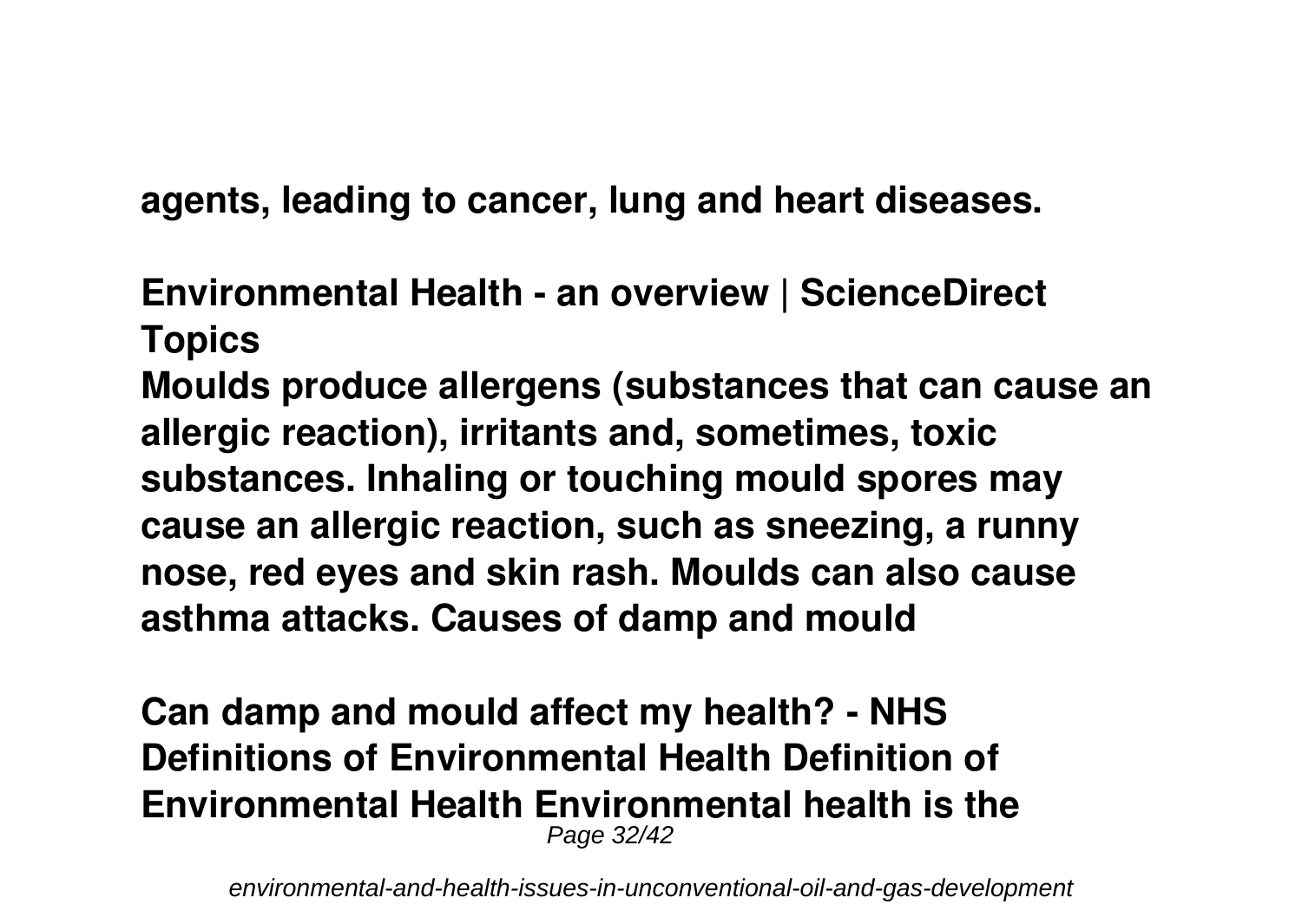**agents, leading to cancer, lung and heart diseases.**

**Environmental Health - an overview | ScienceDirect Topics**

**Moulds produce allergens (substances that can cause an allergic reaction), irritants and, sometimes, toxic substances. Inhaling or touching mould spores may cause an allergic reaction, such as sneezing, a runny nose, red eyes and skin rash. Moulds can also cause asthma attacks. Causes of damp and mould**

**Can damp and mould affect my health? - NHS**
**Definitions of Environmental Health Definition of Environmental Health Environmental health is the**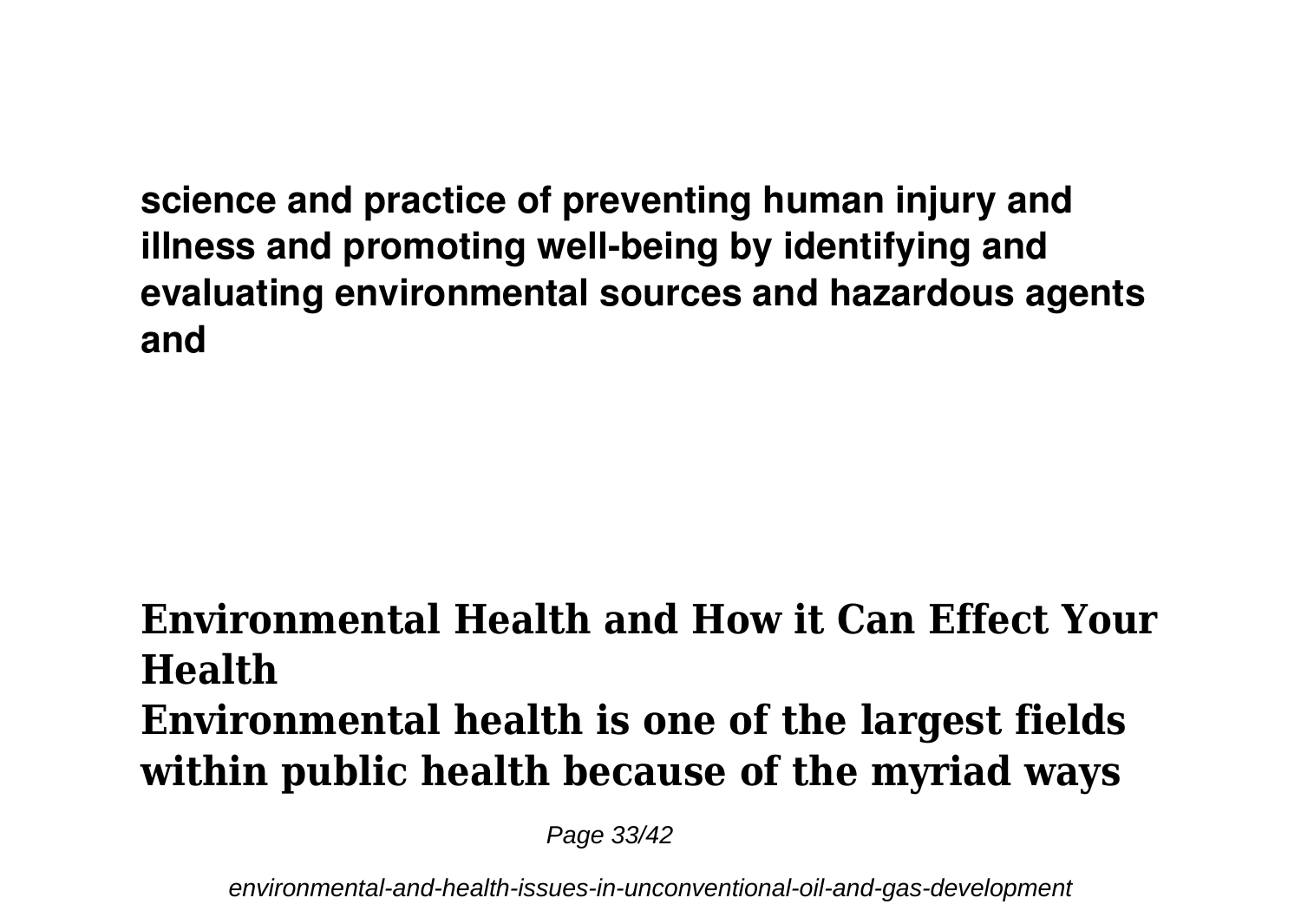**science and practice of preventing human injury and illness and promoting well-being by identifying and evaluating environmental sources and hazardous agents and**

## Environmental Health and How it Can Effect Your Health

**Environmental health is one of the largest fields within public health because of the myriad ways**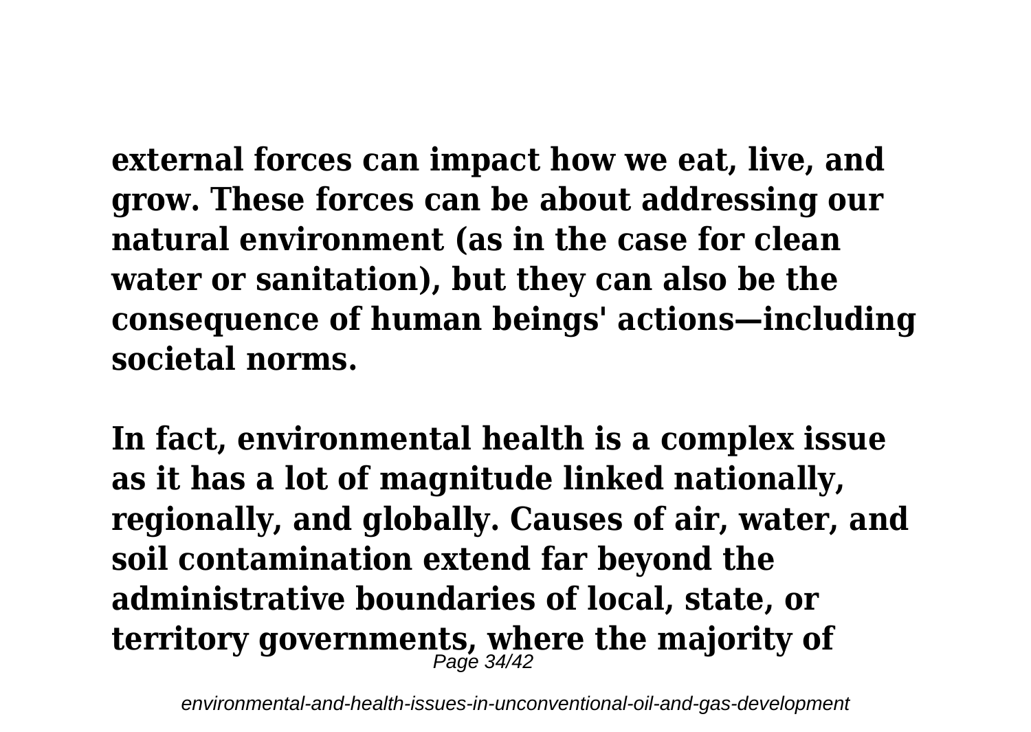**external forces can impact how we eat, live, and grow. These forces can be about addressing our natural environment (as in the case for clean water or sanitation), but they can also be the consequence of human beings' actions—including societal norms.**

**In fact, environmental health is a complex issue as it has a lot of magnitude linked nationally, regionally, and globally. Causes of air, water, and soil contamination extend far beyond the administrative boundaries of local, state, or territory governments, where the majority of**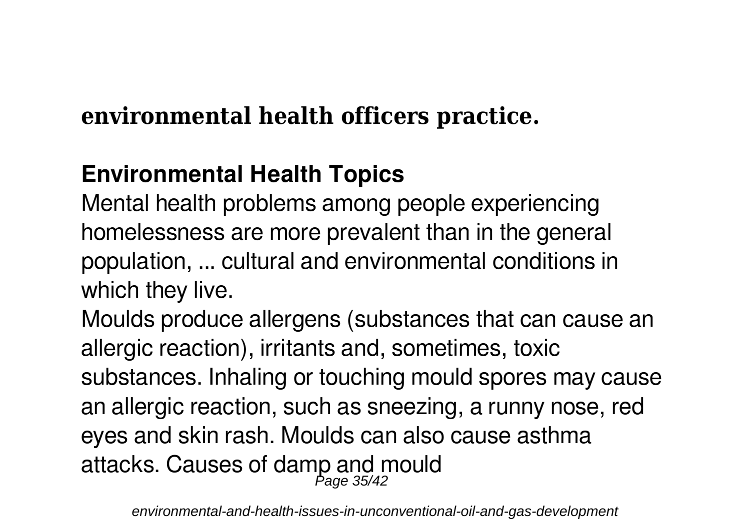**environmental health officers practice.**

## Environmental Health Topics

Mental health problems among people experiencing homelessness are more prevalent than in the general population, ... cultural and environmental conditions in which they live.

Moulds produce allergens (substances that can cause an allergic reaction), irritants and, sometimes, toxic substances. Inhaling or touching mould spores may cause an allergic reaction, such as sneezing, a runny nose, red eyes and skin rash. Moulds can also cause asthma attacks. Causes of damp and mould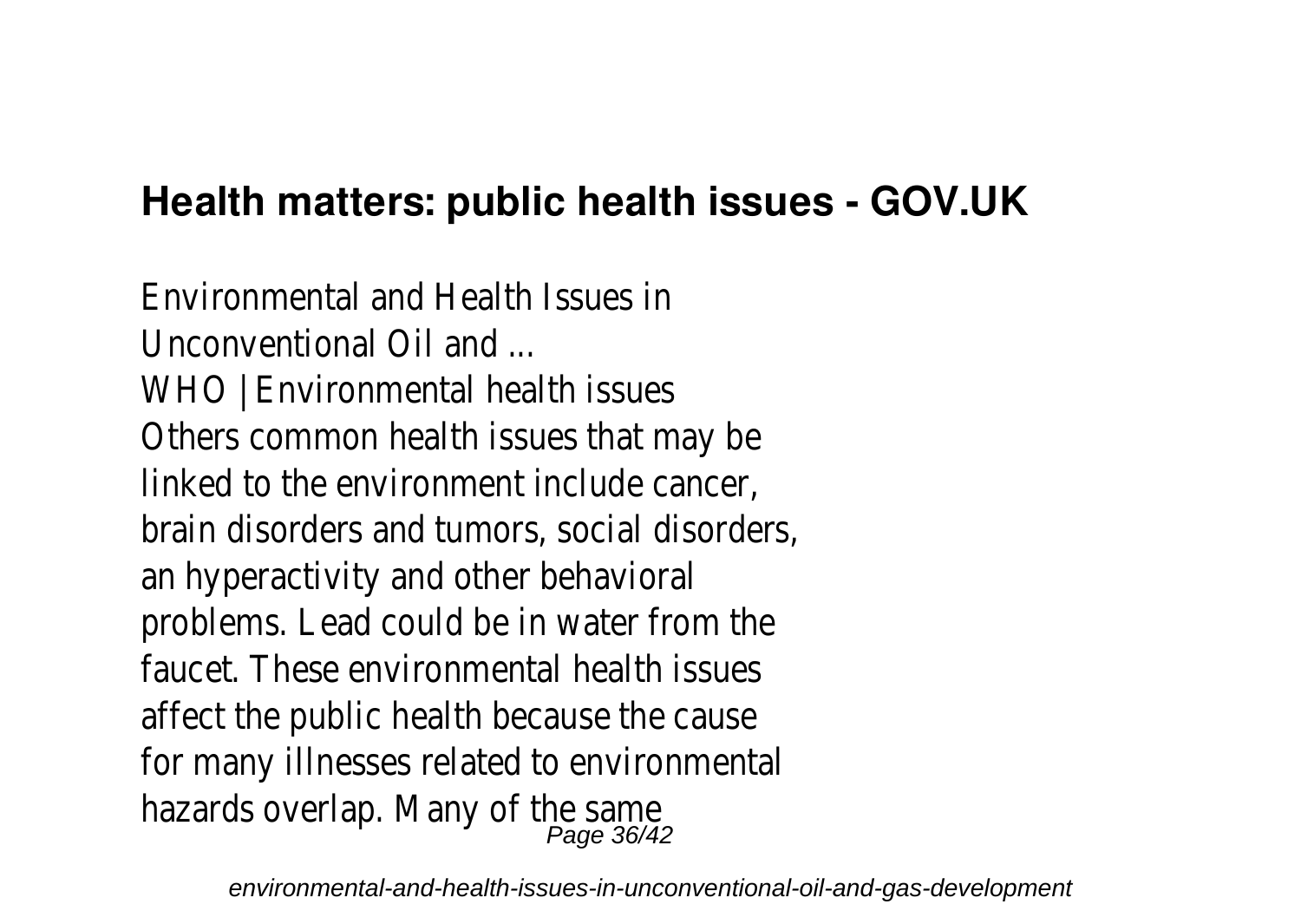## Health matters: public health issues - GOV.UK

Environmental and Health Issues in Unconventional Oil and ...
WHO | Environmental health issues
Others common health issues that may be linked to the environment include cancer, brain disorders and tumors, social disorders, an hyperactivity and other behavioral problems. Lead could be in water from the faucet. These environmental health issues affect the public health because the cause for many illnesses related to environmental hazards overlap. Many of the same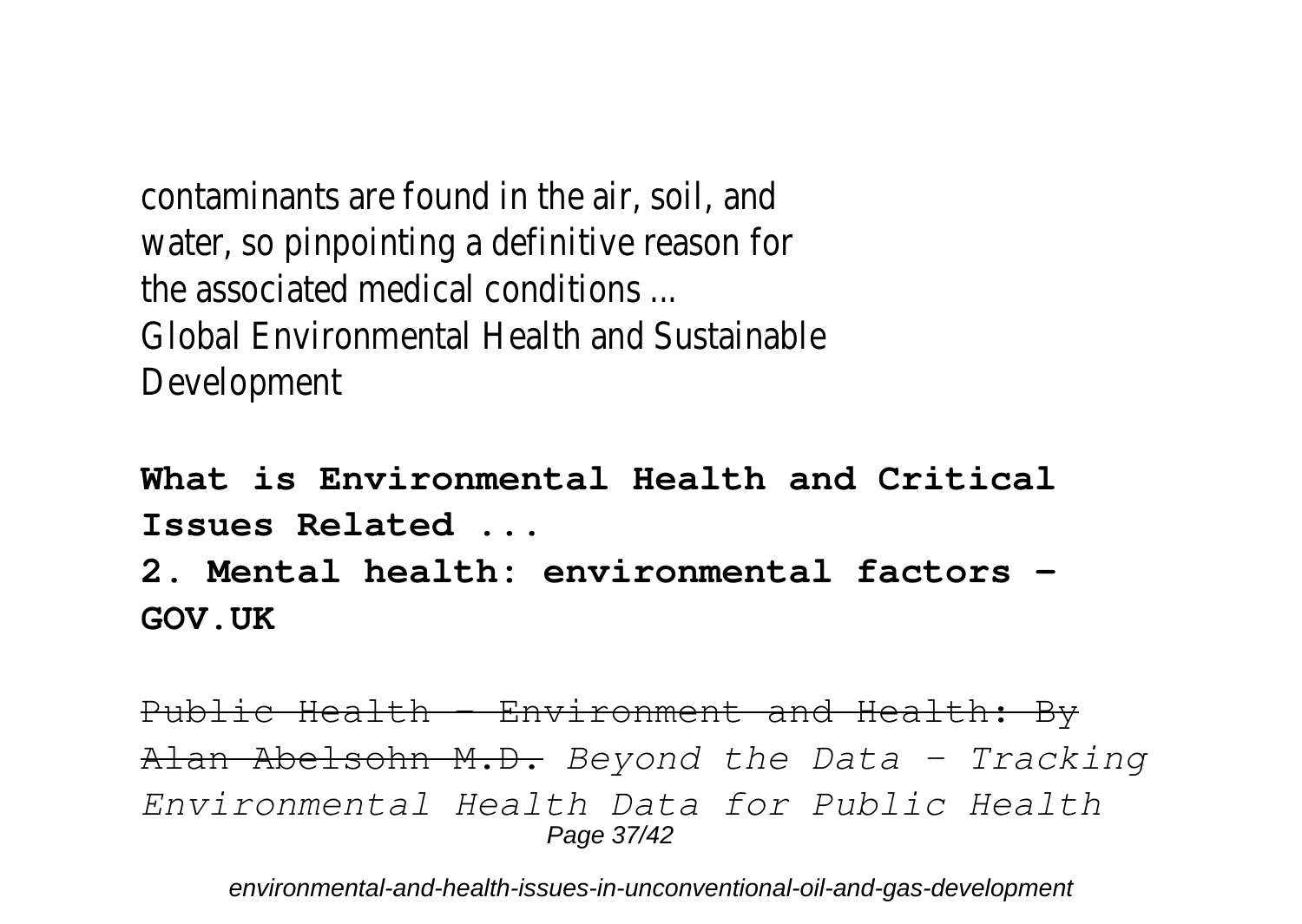contaminants are found in the air, soil, and water, so pinpointing a definitive reason for the associated medical conditions ...
Global Environmental Health and Sustainable Development

**What is Environmental Health and Critical Issues Related ...**

**2. Mental health: environmental factors - GOV.UK**

~~Public Health - Environment and Health: By Alan Abelsohn M.D.~~ *Beyond the Data - Tracking Environmental Health Data for Public Health*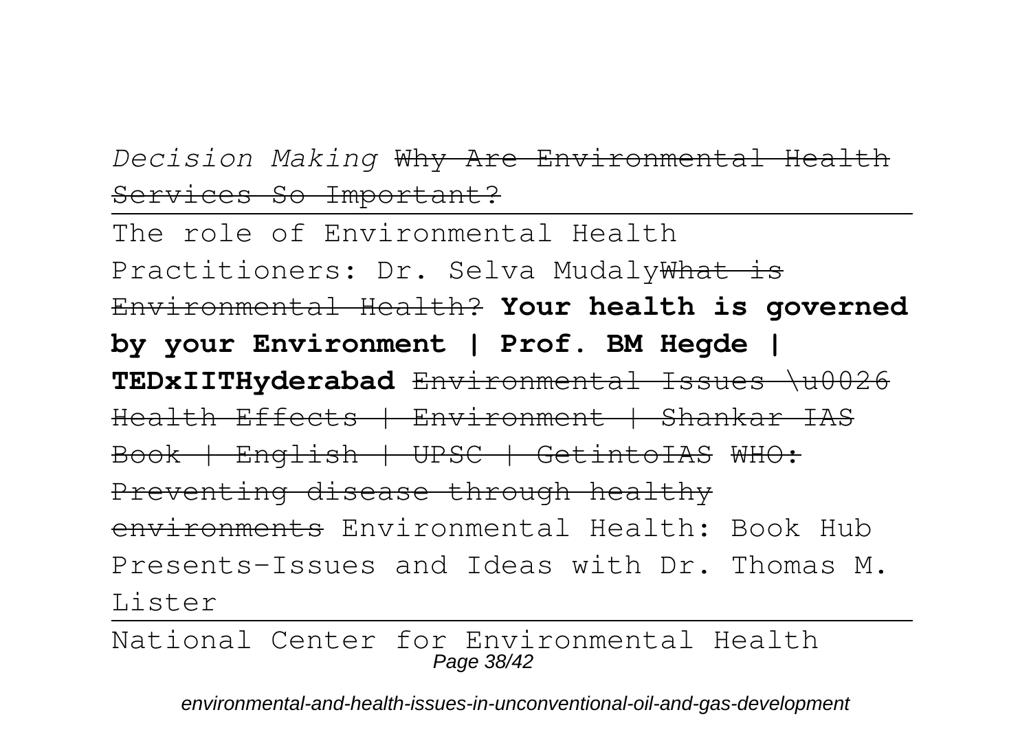*Decision Making* ~~Why Are Environmental Health Services So Important?~~

---

The role of Environmental Health Practitioners: Dr. Selva Mudaly~~What is Environmental Health?~~ **Your health is governed by your Environment | Prof. BM Hegde | TEDxIITHyderabad** ~~Environmental Issues \u0026 Health Effects | Environment | Shankar IAS Book | English | UPSC | GetintoIAS~~ ~~WHO: Preventing disease through healthy environments~~ Environmental Health: Book Hub Presents-Issues and Ideas with Dr. Thomas M. Lister

---

National Center for Environmental Health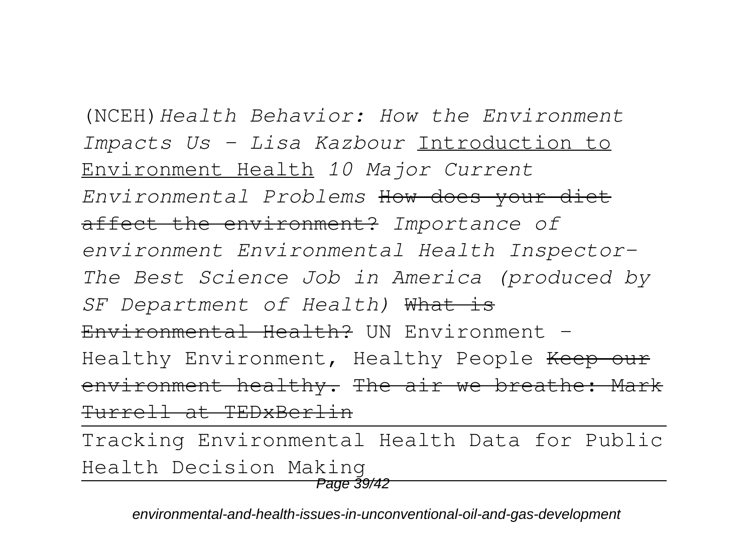(NCEH)*Health Behavior: How the Environment Impacts Us - Lisa Kazbour* Introduction to Environment Health *10 Major Current Environmental Problems* ~~How does your diet affect the environment?~~ *Importance of environment Environmental Health Inspector- The Best Science Job in America (produced by SF Department of Health)* ~~What is Environmental Health?~~ UN Environment - Healthy Environment, Healthy People ~~Keep our environment healthy.~~ ~~The air we breathe: Mark Turrell at TEDxBerlin~~

---

Tracking Environmental Health Data for Public Health Decision Making

---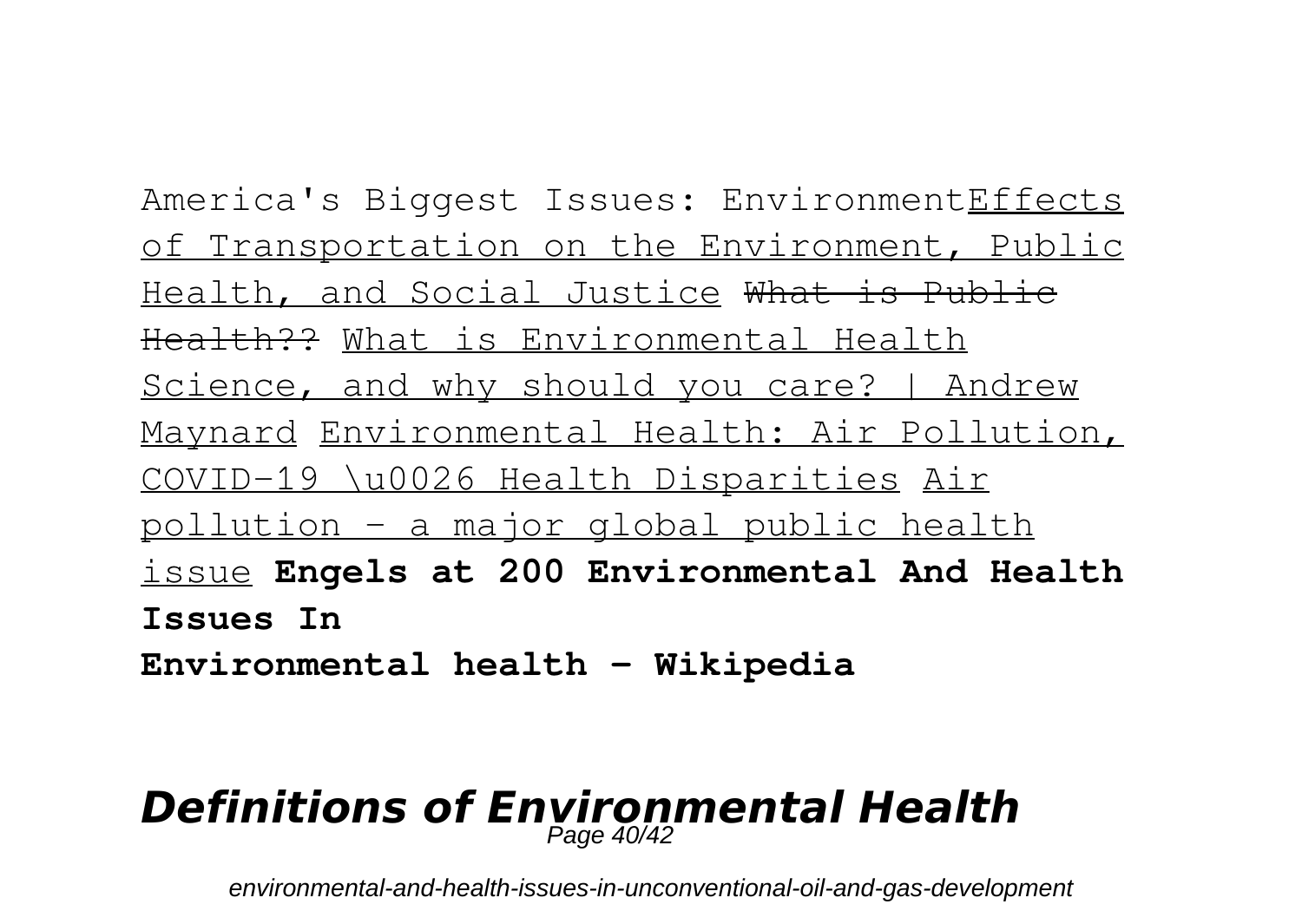America's Biggest Issues: EnvironmentEffects of Transportation on the Environment, Public Health, and Social Justice ~~What is Public Health??~~ What is Environmental Health Science, and why should you care? | Andrew Maynard Environmental Health: Air Pollution, COVID-19 \u0026 Health Disparities Air pollution - a major global public health issue **Engels at 200 Environmental And Health Issues In**

**Environmental health - Wikipedia**

## *Definitions of Environmental Health*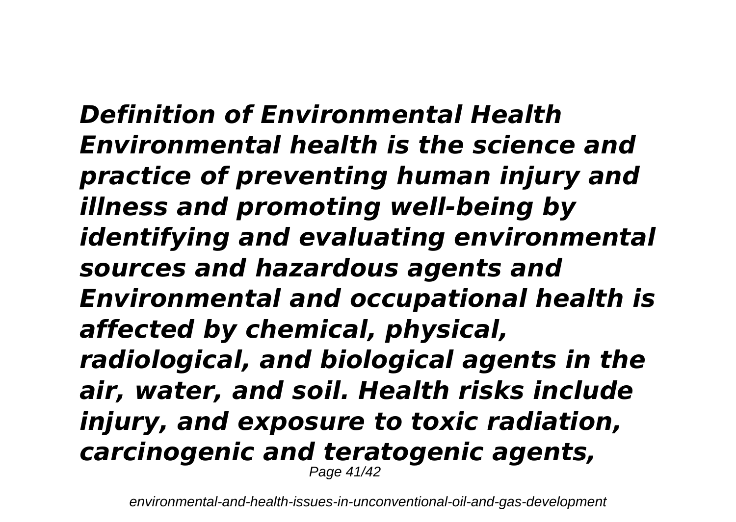***Definition of Environmental Health Environmental health is the science and practice of preventing human injury and illness and promoting well-being by identifying and evaluating environmental sources and hazardous agents and Environmental and occupational health is affected by chemical, physical, radiological, and biological agents in the air, water, and soil. Health risks include injury, and exposure to toxic radiation, carcinogenic and teratogenic agents,***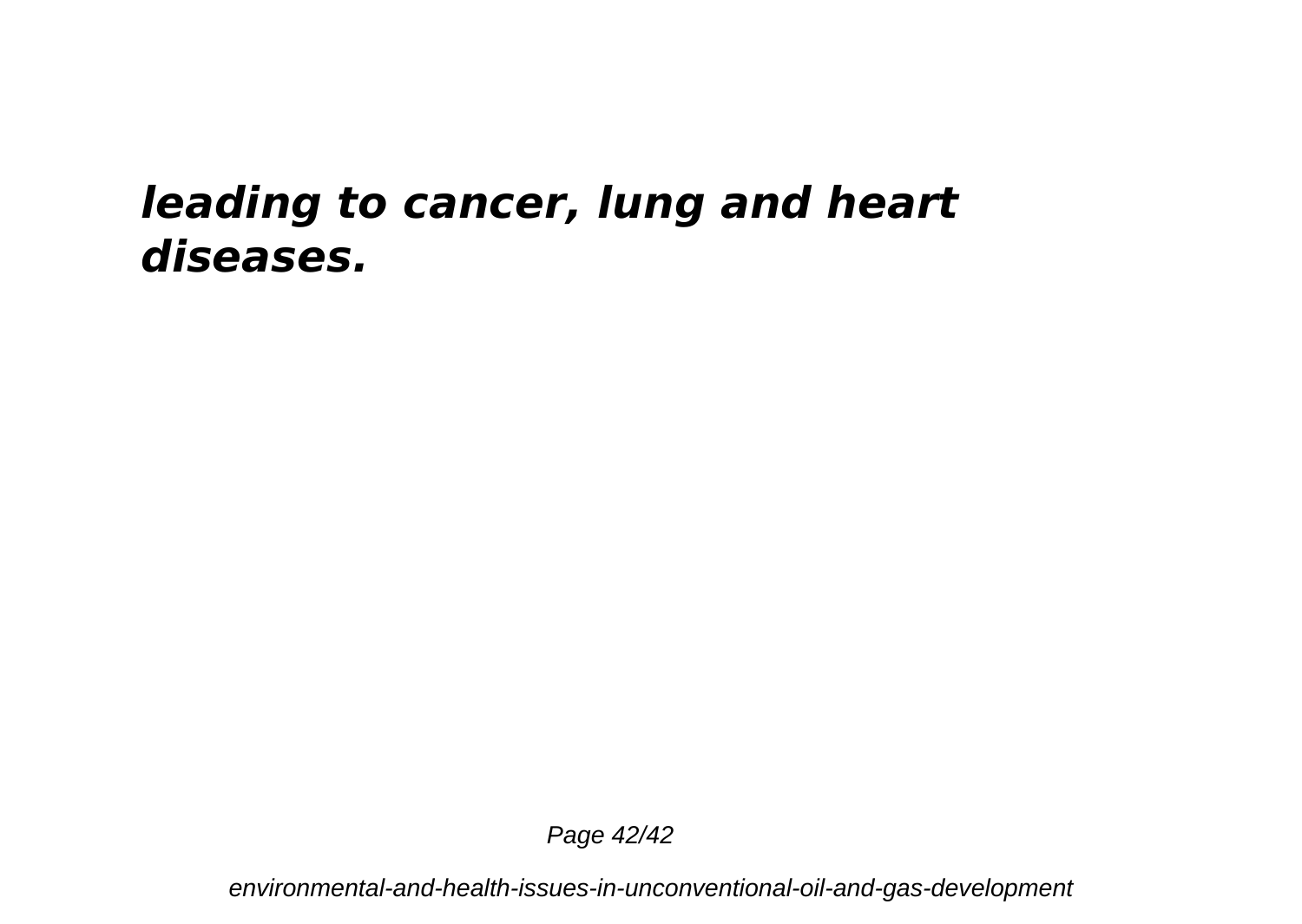***leading to cancer, lung and heart diseases.***